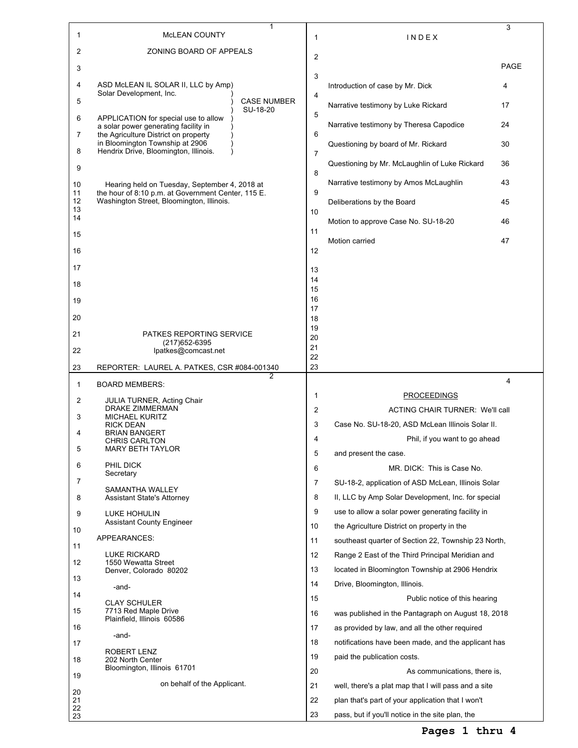McLEAN COUNTY

ZONING BOARD OF APPEALS

ASD McLEAN IL SOLAR II, LLC by Amp Solar Development, Inc.

CASE NUMBER SU-18-20

APPLICATION for special use to allow a solar power generating facility in the Agriculture District on property in Bloomington Township at 2906 Hendrix Drive, Bloomington, Illinois.

Hearing held on Tuesday, September 4, 2018 at the hour of 8:10 p.m. at Government Center, 115 E. Washington Street, Bloomington, Illinois.

PATKES REPORTING SERVICE
(217)652-6395
lpatkes@comcast.net

REPORTER: LAUREL A. PATKES, CSR #084-001340

BOARD MEMBERS:

JULIA TURNER, Acting Chair
DRAKE ZIMMERMAN
MICHAEL KURITZ
RICK DEAN
BRIAN BANGERT
CHRIS CARLTON
MARY BETH TAYLOR

PHIL DICK
Secretary

SAMANTHA WALLEY
Assistant State's Attorney

LUKE HOHULIN
Assistant County Engineer

APPEARANCES:

LUKE RICKARD
1550 Wewatta Street
Denver, Colorado 80202

-and-

CLAY SCHULER
7713 Red Maple Drive
Plainfield, Illinois 60586

-and-

ROBERT LENZ
202 North Center
Bloomington, Illinois 61701

on behalf of the Applicant.

I N D E X

| | PAGE |
|---|---|
| Introduction of case by Mr. Dick | 4 |
| Narrative testimony by Luke Rickard | 17 |
| Narrative testimony by Theresa Capodice | 24 |
| Questioning by board of Mr. Rickard | 30 |
| Questioning by Mr. McLaughlin of Luke Rickard | 36 |
| Narrative testimony by Amos McLaughlin | 43 |
| Deliberations by the Board | 45 |
| Motion to approve Case No. SU-18-20 | 46 |
| Motion carried | 47 |

PROCEEDINGS

ACTING CHAIR TURNER: We'll call Case No. SU-18-20, ASD McLean Illinois Solar II.

Phil, if you want to go ahead and present the case.

MR. DICK: This is Case No. SU-18-2, application of ASD McLean, Illinois Solar II, LLC by Amp Solar Development, Inc. for special use to allow a solar power generating facility in the Agriculture District on property in the southeast quarter of Section 22, Township 23 North, Range 2 East of the Third Principal Meridian and located in Bloomington Township at 2906 Hendrix Drive, Bloomington, Illinois.

Public notice of this hearing was published in the Pantagraph on August 18, 2018 as provided by law, and all the other required notifications have been made, and the applicant has paid the publication costs.

As communications, there is, well, there's a plat map that I will pass and a site plan that's part of your application that I won't pass, but if you'll notice in the site plan, the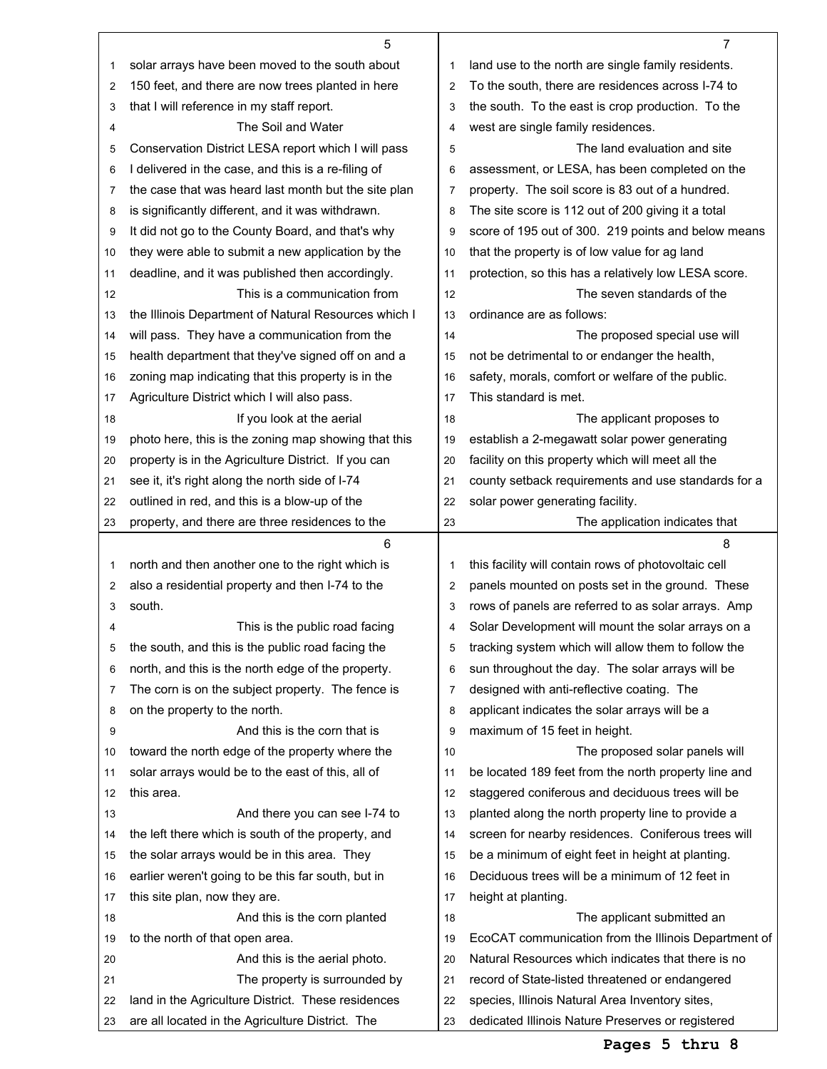solar arrays have been moved to the south about 150 feet, and there are now trees planted in here that I will reference in my staff report.

The Soil and Water Conservation District LESA report which I will pass I delivered in the case, and this is a re-filing of the case that was heard last month but the site plan is significantly different, and it was withdrawn. It did not go to the County Board, and that's why they were able to submit a new application by the deadline, and it was published then accordingly.

This is a communication from the Illinois Department of Natural Resources which I will pass. They have a communication from the health department that they've signed off on and a zoning map indicating that this property is in the Agriculture District which I will also pass.

If you look at the aerial photo here, this is the zoning map showing that this property is in the Agriculture District. If you can see it, it's right along the north side of I-74 outlined in red, and this is a blow-up of the property, and there are three residences to the north and then another one to the right which is also a residential property and then I-74 to the south.

This is the public road facing the south, and this is the public road facing the north, and this is the north edge of the property. The corn is on the subject property. The fence is on the property to the north.

And this is the corn that is toward the north edge of the property where the solar arrays would be to the east of this, all of this area.

And there you can see I-74 to the left there which is south of the property, and the solar arrays would be in this area. They earlier weren't going to be this far south, but in this site plan, now they are.

And this is the corn planted to the north of that open area.

And this is the aerial photo.

The property is surrounded by land in the Agriculture District. These residences are all located in the Agriculture District. The land use to the north are single family residents. To the south, there are residences across I-74 to the south. To the east is crop production. To the west are single family residences.

The land evaluation and site assessment, or LESA, has been completed on the property. The soil score is 83 out of a hundred. The site score is 112 out of 200 giving it a total score of 195 out of 300. 219 points and below means that the property is of low value for ag land protection, so this has a relatively low LESA score.

The seven standards of the ordinance are as follows:

The proposed special use will not be detrimental to or endanger the health, safety, morals, comfort or welfare of the public. This standard is met.

The applicant proposes to establish a 2-megawatt solar power generating facility on this property which will meet all the county setback requirements and use standards for a solar power generating facility.

The application indicates that this facility will contain rows of photovoltaic cell panels mounted on posts set in the ground. These rows of panels are referred to as solar arrays. Amp Solar Development will mount the solar arrays on a tracking system which will allow them to follow the sun throughout the day. The solar arrays will be designed with anti-reflective coating. The applicant indicates the solar arrays will be a maximum of 15 feet in height.

The proposed solar panels will be located 189 feet from the north property line and staggered coniferous and deciduous trees will be planted along the north property line to provide a screen for nearby residences. Coniferous trees will be a minimum of eight feet in height at planting. Deciduous trees will be a minimum of 12 feet in height at planting.

The applicant submitted an EcoCAT communication from the Illinois Department of Natural Resources which indicates that there is no record of State-listed threatened or endangered species, Illinois Natural Area Inventory sites, dedicated Illinois Nature Preserves or registered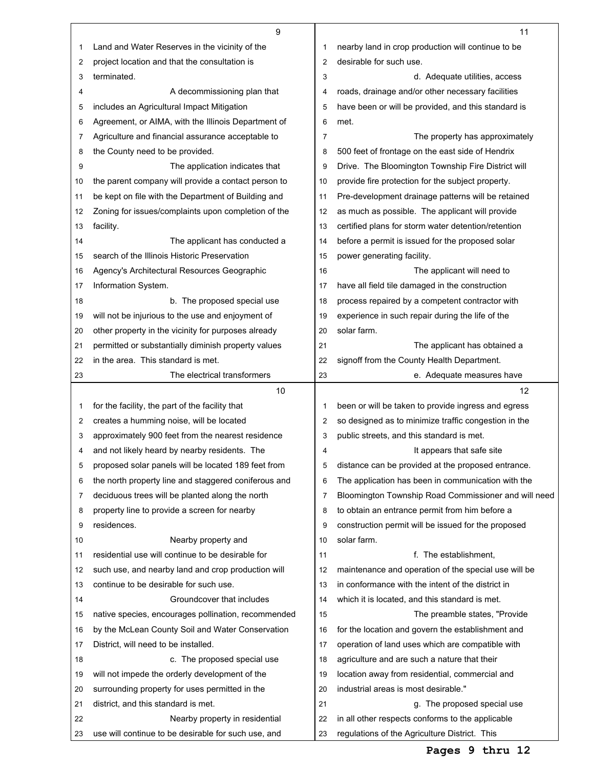Land and Water Reserves in the vicinity of the project location and that the consultation is terminated.

A decommissioning plan that includes an Agricultural Impact Mitigation Agreement, or AIMA, with the Illinois Department of Agriculture and financial assurance acceptable to the County need to be provided.

The application indicates that the parent company will provide a contact person to be kept on file with the Department of Building and Zoning for issues/complaints upon completion of the facility.

The applicant has conducted a search of the Illinois Historic Preservation Agency's Architectural Resources Geographic Information System.

b. The proposed special use will not be injurious to the use and enjoyment of other property in the vicinity for purposes already permitted or substantially diminish property values in the area. This standard is met.

The electrical transformers for the facility, the part of the facility that creates a humming noise, will be located approximately 900 feet from the nearest residence and not likely heard by nearby residents. The proposed solar panels will be located 189 feet from the north property line and staggered coniferous and deciduous trees will be planted along the north property line to provide a screen for nearby residences.

Nearby property and residential use will continue to be desirable for such use, and nearby land and crop production will continue to be desirable for such use.

Groundcover that includes native species, encourages pollination, recommended by the McLean County Soil and Water Conservation District, will need to be installed.

c. The proposed special use will not impede the orderly development of the surrounding property for uses permitted in the district, and this standard is met.

Nearby property in residential use will continue to be desirable for such use, and nearby land in crop production will continue to be desirable for such use.

d. Adequate utilities, access roads, drainage and/or other necessary facilities have been or will be provided, and this standard is met.

The property has approximately 500 feet of frontage on the east side of Hendrix Drive. The Bloomington Township Fire District will provide fire protection for the subject property. Pre-development drainage patterns will be retained as much as possible. The applicant will provide certified plans for storm water detention/retention before a permit is issued for the proposed solar power generating facility.

The applicant will need to have all field tile damaged in the construction process repaired by a competent contractor with experience in such repair during the life of the solar farm.

The applicant has obtained a signoff from the County Health Department.

e. Adequate measures have been or will be taken to provide ingress and egress so designed as to minimize traffic congestion in the public streets, and this standard is met.

It appears that safe site distance can be provided at the proposed entrance. The application has been in communication with the Bloomington Township Road Commissioner and will need to obtain an entrance permit from him before a construction permit will be issued for the proposed solar farm.

f. The establishment, maintenance and operation of the special use will be in conformance with the intent of the district in which it is located, and this standard is met.

The preamble states, "Provide for the location and govern the establishment and operation of land uses which are compatible with agriculture and are such a nature that their location away from residential, commercial and industrial areas is most desirable."

g. The proposed special use in all other respects conforms to the applicable regulations of the Agriculture District. This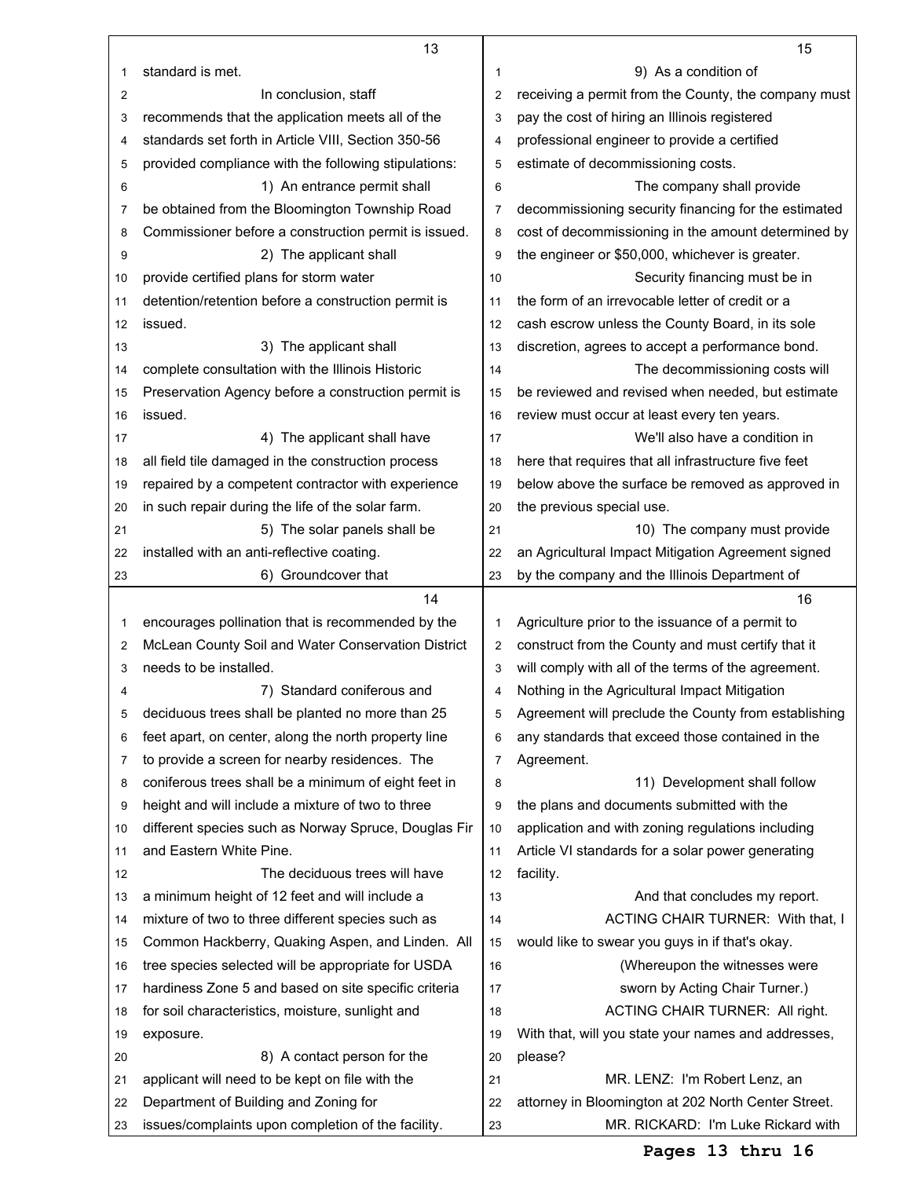standard is met.

In conclusion, staff recommends that the application meets all of the standards set forth in Article VIII, Section 350-56 provided compliance with the following stipulations:

1) An entrance permit shall be obtained from the Bloomington Township Road Commissioner before a construction permit is issued.

2) The applicant shall provide certified plans for storm water detention/retention before a construction permit is issued.

3) The applicant shall complete consultation with the Illinois Historic Preservation Agency before a construction permit is issued.

4) The applicant shall have all field tile damaged in the construction process repaired by a competent contractor with experience in such repair during the life of the solar farm.

5) The solar panels shall be installed with an anti-reflective coating.

6) Groundcover that encourages pollination that is recommended by the McLean County Soil and Water Conservation District needs to be installed.

7) Standard coniferous and deciduous trees shall be planted no more than 25 feet apart, on center, along the north property line to provide a screen for nearby residences. The coniferous trees shall be a minimum of eight feet in height and will include a mixture of two to three different species such as Norway Spruce, Douglas Fir and Eastern White Pine.

The deciduous trees will have a minimum height of 12 feet and will include a mixture of two to three different species such as Common Hackberry, Quaking Aspen, and Linden. All tree species selected will be appropriate for USDA hardiness Zone 5 and based on site specific criteria for soil characteristics, moisture, sunlight and exposure.

8) A contact person for the applicant will need to be kept on file with the Department of Building and Zoning for issues/complaints upon completion of the facility.

9) As a condition of receiving a permit from the County, the company must pay the cost of hiring an Illinois registered professional engineer to provide a certified estimate of decommissioning costs.

The company shall provide decommissioning security financing for the estimated cost of decommissioning in the amount determined by the engineer or $50,000, whichever is greater.

Security financing must be in the form of an irrevocable letter of credit or a cash escrow unless the County Board, in its sole discretion, agrees to accept a performance bond.

The decommissioning costs will be reviewed and revised when needed, but estimate review must occur at least every ten years.

We'll also have a condition in here that requires that all infrastructure five feet below above the surface be removed as approved in the previous special use.

10) The company must provide an Agricultural Impact Mitigation Agreement signed by the company and the Illinois Department of Agriculture prior to the issuance of a permit to construct from the County and must certify that it will comply with all of the terms of the agreement. Nothing in the Agricultural Impact Mitigation Agreement will preclude the County from establishing any standards that exceed those contained in the Agreement.

11) Development shall follow the plans and documents submitted with the application and with zoning regulations including Article VI standards for a solar power generating facility.

And that concludes my report.

ACTING CHAIR TURNER: With that, I would like to swear you guys in if that's okay.

(Whereupon the witnesses were sworn by Acting Chair Turner.)

ACTING CHAIR TURNER: All right. With that, will you state your names and addresses, please?

MR. LENZ: I'm Robert Lenz, an attorney in Bloomington at 202 North Center Street.

MR. RICKARD: I'm Luke Rickard with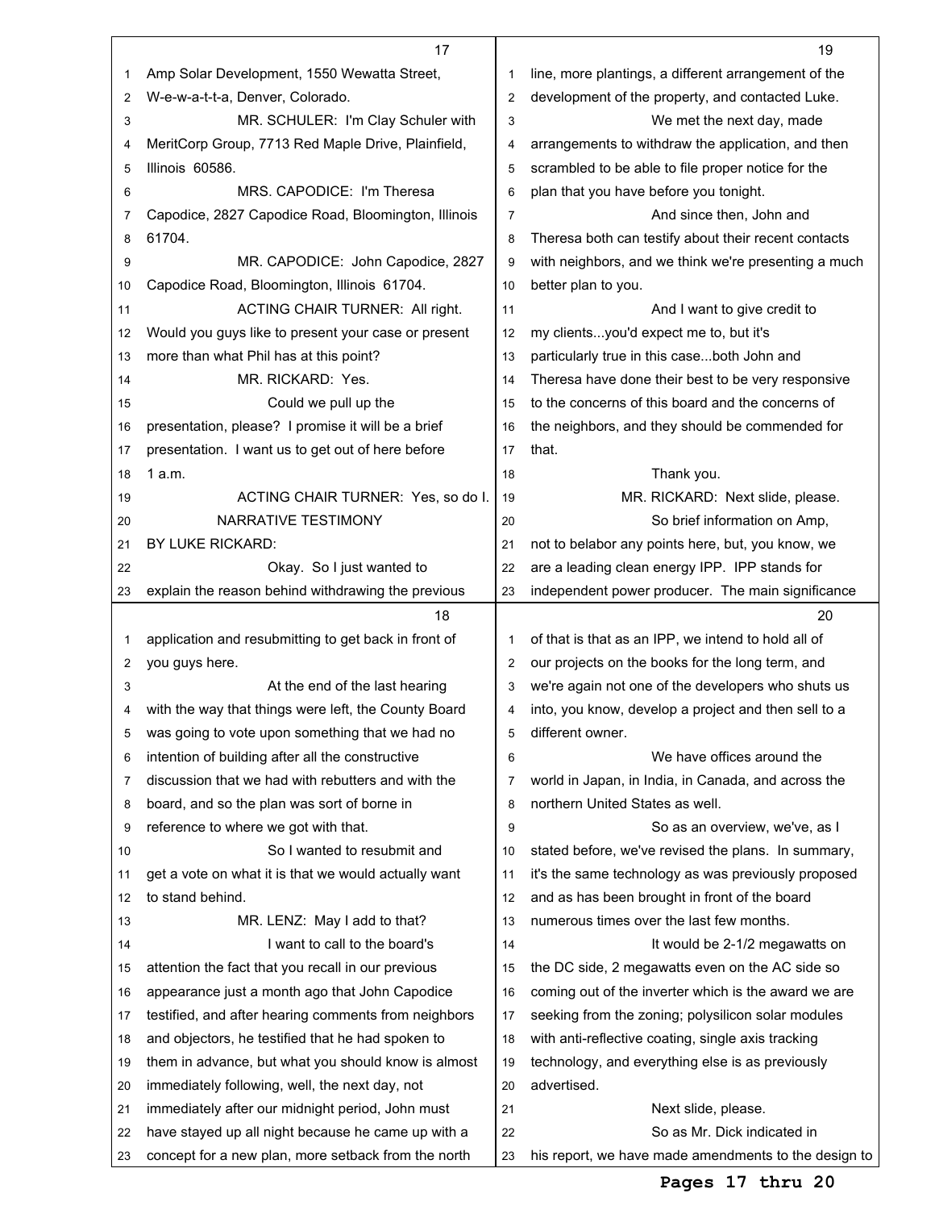Amp Solar Development, 1550 Wewatta Street, W-e-w-a-t-t-a, Denver, Colorado.

MR. SCHULER: I'm Clay Schuler with MeritCorp Group, 7713 Red Maple Drive, Plainfield, Illinois 60586.

MRS. CAPODICE: I'm Theresa Capodice, 2827 Capodice Road, Bloomington, Illinois 61704.

MR. CAPODICE: John Capodice, 2827 Capodice Road, Bloomington, Illinois 61704.

ACTING CHAIR TURNER: All right. Would you guys like to present your case or present more than what Phil has at this point?

MR. RICKARD: Yes.

Could we pull up the presentation, please? I promise it will be a brief presentation. I want us to get out of here before 1 a.m.

ACTING CHAIR TURNER: Yes, so do I.

NARRATIVE TESTIMONY

BY LUKE RICKARD:

Okay. So I just wanted to explain the reason behind withdrawing the previous application and resubmitting to get back in front of you guys here.

At the end of the last hearing with the way that things were left, the County Board was going to vote upon something that we had no intention of building after all the constructive discussion that we had with rebutters and with the board, and so the plan was sort of borne in reference to where we got with that.

So I wanted to resubmit and get a vote on what it is that we would actually want to stand behind.

MR. LENZ: May I add to that?

I want to call to the board's attention the fact that you recall in our previous appearance just a month ago that John Capodice testified, and after hearing comments from neighbors and objectors, he testified that he had spoken to them in advance, but what you should know is almost immediately following, well, the next day, not immediately after our midnight period, John must have stayed up all night because he came up with a concept for a new plan, more setback from the north line, more plantings, a different arrangement of the development of the property, and contacted Luke.

We met the next day, made arrangements to withdraw the application, and then scrambled to be able to file proper notice for the plan that you have before you tonight.

And since then, John and Theresa both can testify about their recent contacts with neighbors, and we think we're presenting a much better plan to you.

And I want to give credit to my clients...you'd expect me to, but it's particularly true in this case...both John and Theresa have done their best to be very responsive to the concerns of this board and the concerns of the neighbors, and they should be commended for that.

Thank you.

MR. RICKARD: Next slide, please.

So brief information on Amp, not to belabor any points here, but, you know, we are a leading clean energy IPP. IPP stands for independent power producer. The main significance of that is that as an IPP, we intend to hold all of our projects on the books for the long term, and we're again not one of the developers who shuts us into, you know, develop a project and then sell to a different owner.

We have offices around the world in Japan, in India, in Canada, and across the northern United States as well.

So as an overview, we've, as I stated before, we've revised the plans. In summary, it's the same technology as was previously proposed and as has been brought in front of the board numerous times over the last few months.

It would be 2-1/2 megawatts on the DC side, 2 megawatts even on the AC side so coming out of the inverter which is the award we are seeking from the zoning; polysilicon solar modules with anti-reflective coating, single axis tracking technology, and everything else is as previously advertised.

Next slide, please.

So as Mr. Dick indicated in his report, we have made amendments to the design to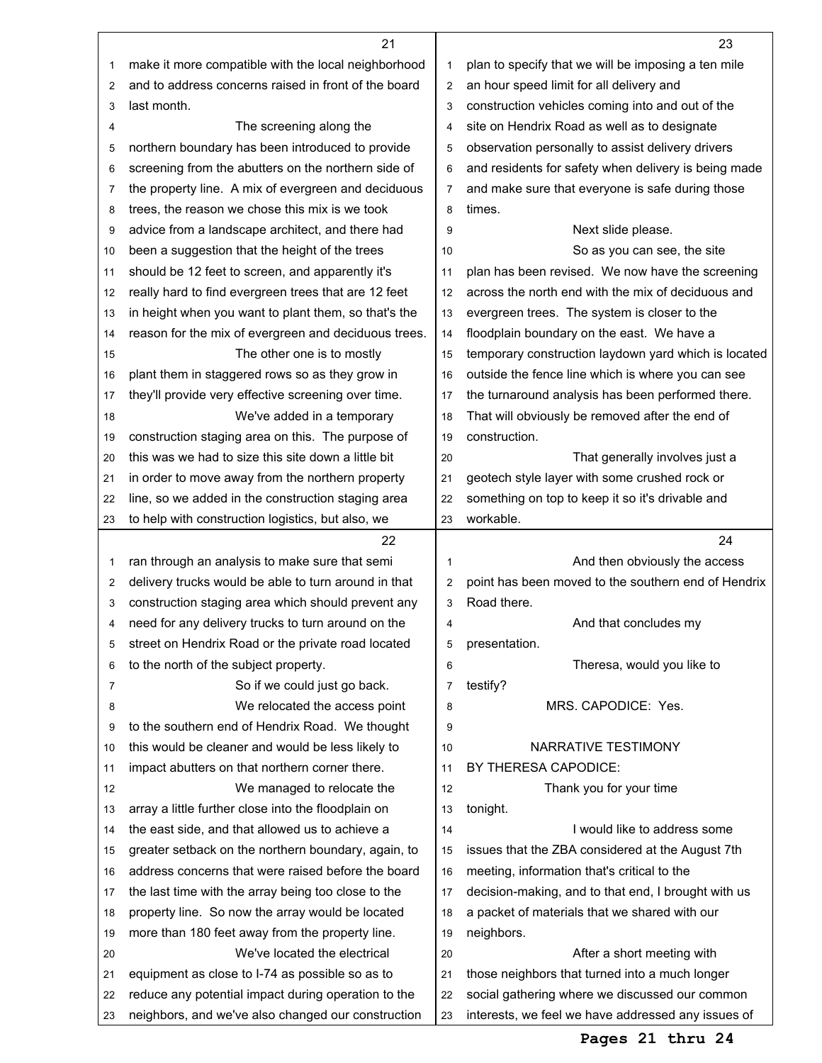make it more compatible with the local neighborhood and to address concerns raised in front of the board last month.

The screening along the northern boundary has been introduced to provide screening from the abutters on the northern side of the property line. A mix of evergreen and deciduous trees, the reason we chose this mix is we took advice from a landscape architect, and there had been a suggestion that the height of the trees should be 12 feet to screen, and apparently it's really hard to find evergreen trees that are 12 feet in height when you want to plant them, so that's the reason for the mix of evergreen and deciduous trees.

The other one is to mostly plant them in staggered rows so as they grow in they'll provide very effective screening over time.

We've added in a temporary construction staging area on this. The purpose of this was we had to size this site down a little bit in order to move away from the northern property line, so we added in the construction staging area to help with construction logistics, but also, we ran through an analysis to make sure that semi delivery trucks would be able to turn around in that construction staging area which should prevent any need for any delivery trucks to turn around on the street on Hendrix Road or the private road located to the north of the subject property.

So if we could just go back.

We relocated the access point to the southern end of Hendrix Road. We thought this would be cleaner and would be less likely to impact abutters on that northern corner there.

We managed to relocate the array a little further close into the floodplain on the east side, and that allowed us to achieve a greater setback on the northern boundary, again, to address concerns that were raised before the board the last time with the array being too close to the property line. So now the array would be located more than 180 feet away from the property line.

We've located the electrical equipment as close to I-74 as possible so as to reduce any potential impact during operation to the neighbors, and we've also changed our construction plan to specify that we will be imposing a ten mile an hour speed limit for all delivery and construction vehicles coming into and out of the site on Hendrix Road as well as to designate observation personally to assist delivery drivers and residents for safety when delivery is being made and make sure that everyone is safe during those times.

Next slide please.

So as you can see, the site plan has been revised. We now have the screening across the north end with the mix of deciduous and evergreen trees. The system is closer to the floodplain boundary on the east. We have a temporary construction laydown yard which is located outside the fence line which is where you can see the turnaround analysis has been performed there. That will obviously be removed after the end of construction.

That generally involves just a geotech style layer with some crushed rock or something on top to keep it so it's drivable and workable.

And then obviously the access point has been moved to the southern end of Hendrix Road there.

And that concludes my presentation.

Theresa, would you like to testify?

MRS. CAPODICE: Yes.

NARRATIVE TESTIMONY
BY THERESA CAPODICE:

Thank you for your time tonight.

I would like to address some issues that the ZBA considered at the August 7th meeting, information that's critical to the decision-making, and to that end, I brought with us a packet of materials that we shared with our neighbors.

After a short meeting with those neighbors that turned into a much longer social gathering where we discussed our common interests, we feel we have addressed any issues of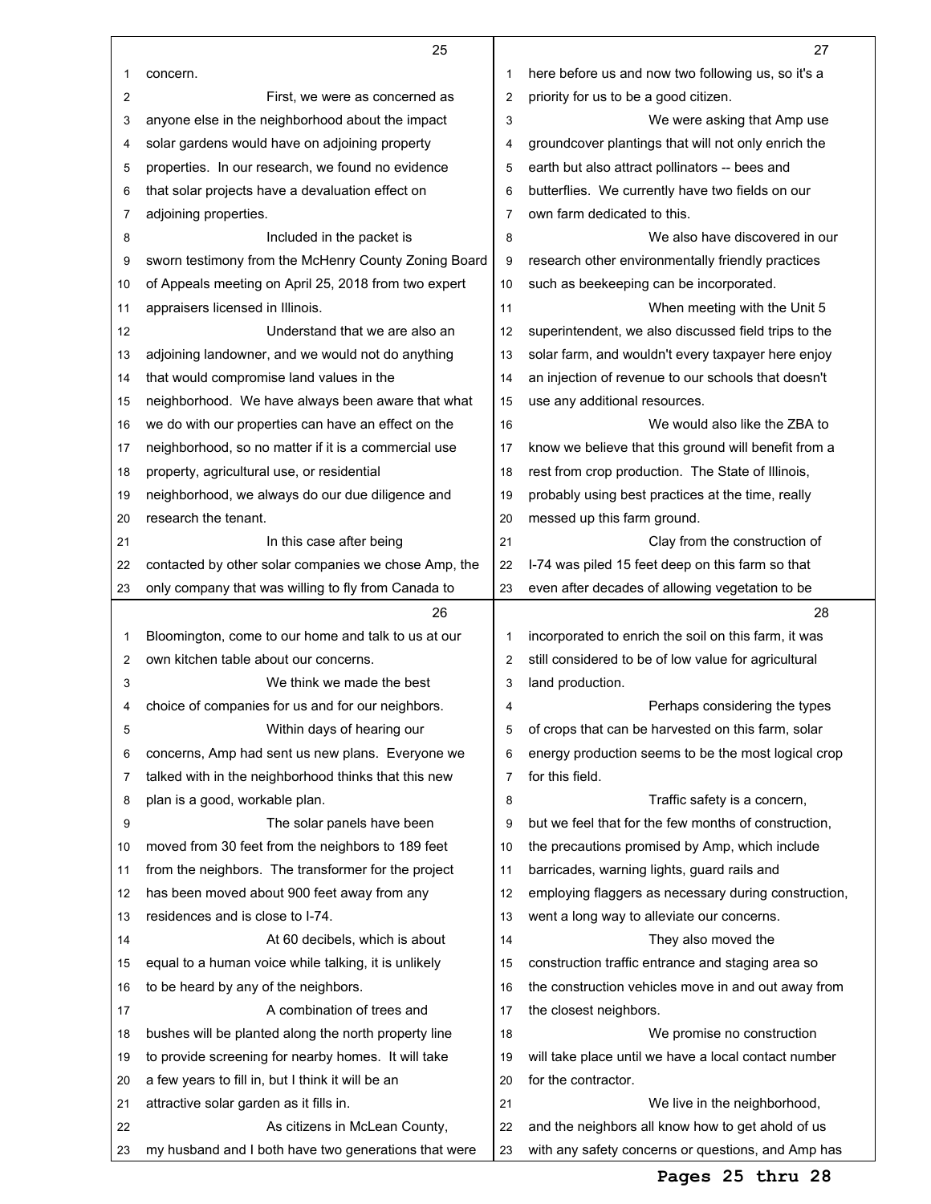concern.

First, we were as concerned as anyone else in the neighborhood about the impact solar gardens would have on adjoining property properties. In our research, we found no evidence that solar projects have a devaluation effect on adjoining properties.

Included in the packet is sworn testimony from the McHenry County Zoning Board of Appeals meeting on April 25, 2018 from two expert appraisers licensed in Illinois.

Understand that we are also an adjoining landowner, and we would not do anything that would compromise land values in the neighborhood. We have always been aware that what we do with our properties can have an effect on the neighborhood, so no matter if it is a commercial use property, agricultural use, or residential neighborhood, we always do our due diligence and research the tenant.

In this case after being contacted by other solar companies we chose Amp, the only company that was willing to fly from Canada to Bloomington, come to our home and talk to us at our own kitchen table about our concerns.

We think we made the best choice of companies for us and for our neighbors.

Within days of hearing our concerns, Amp had sent us new plans. Everyone we talked with in the neighborhood thinks that this new plan is a good, workable plan.

The solar panels have been moved from 30 feet from the neighbors to 189 feet from the neighbors. The transformer for the project has been moved about 900 feet away from any residences and is close to I-74.

At 60 decibels, which is about equal to a human voice while talking, it is unlikely to be heard by any of the neighbors.

A combination of trees and bushes will be planted along the north property line to provide screening for nearby homes. It will take a few years to fill in, but I think it will be an attractive solar garden as it fills in.

As citizens in McLean County, my husband and I both have two generations that were here before us and now two following us, so it's a priority for us to be a good citizen.

We were asking that Amp use groundcover plantings that will not only enrich the earth but also attract pollinators -- bees and butterflies. We currently have two fields on our own farm dedicated to this.

We also have discovered in our research other environmentally friendly practices such as beekeeping can be incorporated.

When meeting with the Unit 5 superintendent, we also discussed field trips to the solar farm, and wouldn't every taxpayer here enjoy an injection of revenue to our schools that doesn't use any additional resources.

We would also like the ZBA to know we believe that this ground will benefit from a rest from crop production. The State of Illinois, probably using best practices at the time, really messed up this farm ground.

Clay from the construction of I-74 was piled 15 feet deep on this farm so that even after decades of allowing vegetation to be incorporated to enrich the soil on this farm, it was still considered to be of low value for agricultural land production.

Perhaps considering the types of crops that can be harvested on this farm, solar energy production seems to be the most logical crop for this field.

Traffic safety is a concern, but we feel that for the few months of construction, the precautions promised by Amp, which include barricades, warning lights, guard rails and employing flaggers as necessary during construction, went a long way to alleviate our concerns.

They also moved the construction traffic entrance and staging area so the construction vehicles move in and out away from the closest neighbors.

We promise no construction will take place until we have a local contact number for the contractor.

We live in the neighborhood, and the neighbors all know how to get ahold of us with any safety concerns or questions, and Amp has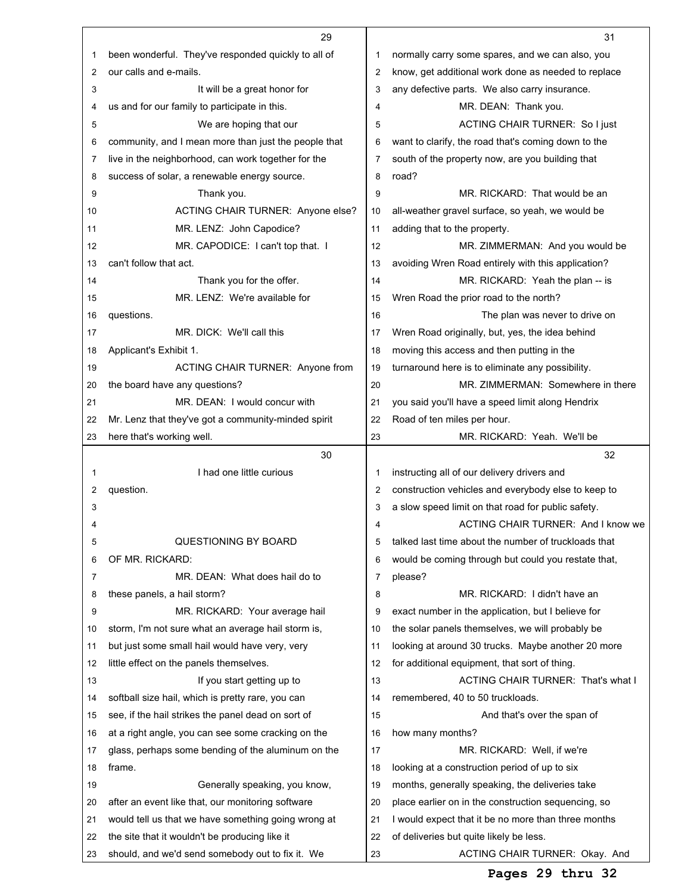been wonderful. They've responded quickly to all of our calls and e-mails.

It will be a great honor for us and for our family to participate in this.

We are hoping that our community, and I mean more than just the people that live in the neighborhood, can work together for the success of solar, a renewable energy source.

Thank you.

ACTING CHAIR TURNER: Anyone else?

MR. LENZ: John Capodice?

MR. CAPODICE: I can't top that. I can't follow that act.

Thank you for the offer.

MR. LENZ: We're available for questions.

MR. DICK: We'll call this Applicant's Exhibit 1.

ACTING CHAIR TURNER: Anyone from the board have any questions?

MR. DEAN: I would concur with Mr. Lenz that they've got a community-minded spirit here that's working well.

I had one little curious question.

QUESTIONING BY BOARD OF MR. RICKARD:

MR. DEAN: What does hail do to these panels, a hail storm?

MR. RICKARD: Your average hail storm, I'm not sure what an average hail storm is, but just some small hail would have very, very little effect on the panels themselves.

If you start getting up to softball size hail, which is pretty rare, you can see, if the hail strikes the panel dead on sort of at a right angle, you can see some cracking on the glass, perhaps some bending of the aluminum on the frame.

Generally speaking, you know, after an event like that, our monitoring software would tell us that we have something going wrong at the site that it wouldn't be producing like it should, and we'd send somebody out to fix it. We normally carry some spares, and we can also, you know, get additional work done as needed to replace any defective parts. We also carry insurance.

MR. DEAN: Thank you.

ACTING CHAIR TURNER: So I just want to clarify, the road that's coming down to the south of the property now, are you building that road?

MR. RICKARD: That would be an all-weather gravel surface, so yeah, we would be adding that to the property.

MR. ZIMMERMAN: And you would be avoiding Wren Road entirely with this application?

MR. RICKARD: Yeah the plan -- is Wren Road the prior road to the north?

The plan was never to drive on Wren Road originally, but, yes, the idea behind moving this access and then putting in the turnaround here is to eliminate any possibility.

MR. ZIMMERMAN: Somewhere in there you said you'll have a speed limit along Hendrix Road of ten miles per hour.

MR. RICKARD: Yeah. We'll be instructing all of our delivery drivers and construction vehicles and everybody else to keep to a slow speed limit on that road for public safety.

ACTING CHAIR TURNER: And I know we talked last time about the number of truckloads that would be coming through but could you restate that, please?

MR. RICKARD: I didn't have an exact number in the application, but I believe for the solar panels themselves, we will probably be looking at around 30 trucks. Maybe another 20 more for additional equipment, that sort of thing.

ACTING CHAIR TURNER: That's what I remembered, 40 to 50 truckloads.

And that's over the span of how many months?

MR. RICKARD: Well, if we're looking at a construction period of up to six months, generally speaking, the deliveries take place earlier on in the construction sequencing, so I would expect that it be no more than three months of deliveries but quite likely be less.

ACTING CHAIR TURNER: Okay. And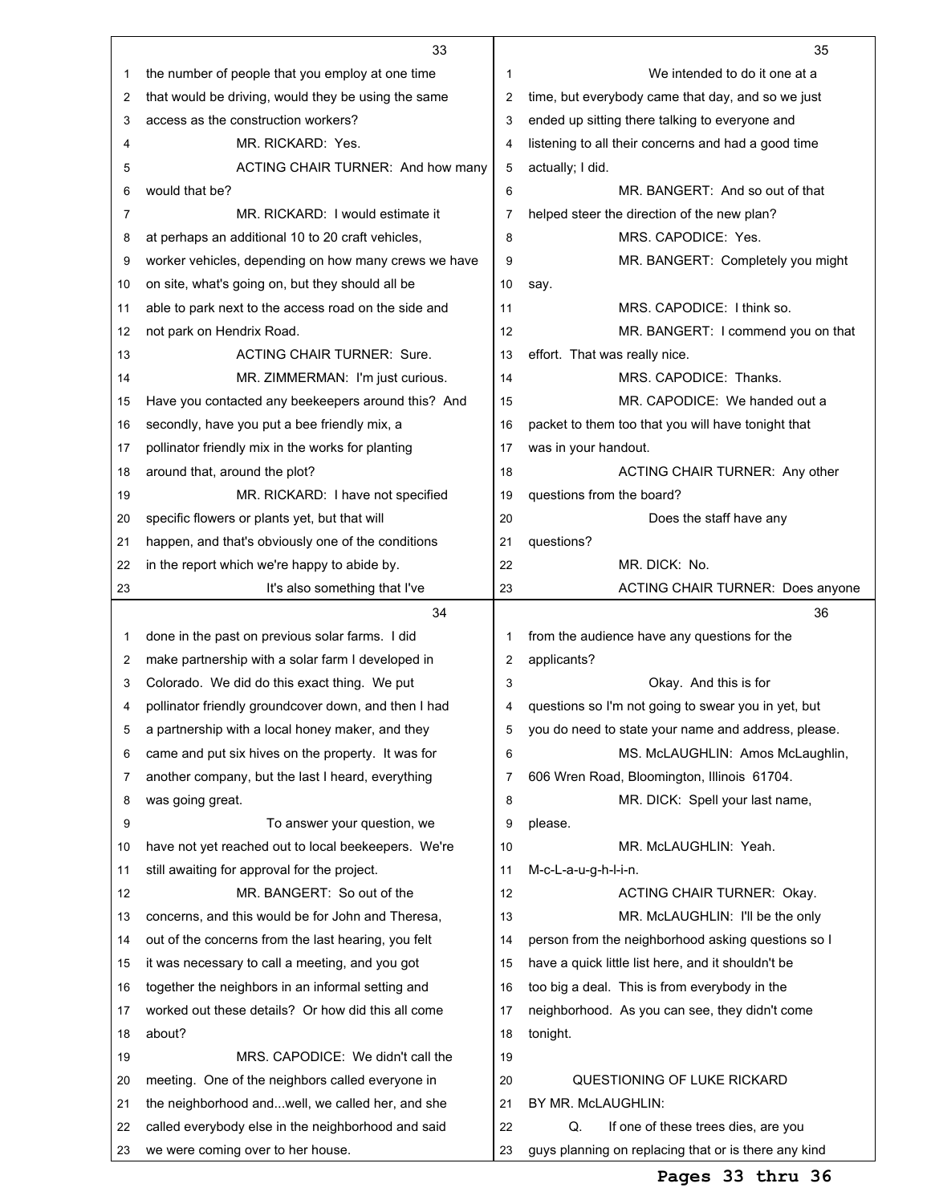the number of people that you employ at one time that would be driving, would they be using the same access as the construction workers?

MR. RICKARD: Yes.

ACTING CHAIR TURNER: And how many would that be?

MR. RICKARD: I would estimate it at perhaps an additional 10 to 20 craft vehicles, worker vehicles, depending on how many crews we have on site, what's going on, but they should all be able to park next to the access road on the side and not park on Hendrix Road.

ACTING CHAIR TURNER: Sure.

MR. ZIMMERMAN: I'm just curious. Have you contacted any beekeepers around this? And secondly, have you put a bee friendly mix, a pollinator friendly mix in the works for planting around that, around the plot?

MR. RICKARD: I have not specified specific flowers or plants yet, but that will happen, and that's obviously one of the conditions in the report which we're happy to abide by.

It's also something that I've done in the past on previous solar farms. I did make partnership with a solar farm I developed in Colorado. We did do this exact thing. We put pollinator friendly groundcover down, and then I had a partnership with a local honey maker, and they came and put six hives on the property. It was for another company, but the last I heard, everything was going great.

To answer your question, we have not yet reached out to local beekeepers. We're still awaiting for approval for the project.

MR. BANGERT: So out of the concerns, and this would be for John and Theresa, out of the concerns from the last hearing, you felt it was necessary to call a meeting, and you got together the neighbors in an informal setting and worked out these details? Or how did this all come about?

MRS. CAPODICE: We didn't call the meeting. One of the neighbors called everyone in the neighborhood and...well, we called her, and she called everybody else in the neighborhood and said we were coming over to her house.

We intended to do it one at a time, but everybody came that day, and so we just ended up sitting there talking to everyone and listening to all their concerns and had a good time actually; I did.

MR. BANGERT: And so out of that helped steer the direction of the new plan?

MRS. CAPODICE: Yes.

MR. BANGERT: Completely you might say.

MRS. CAPODICE: I think so.

MR. BANGERT: I commend you on that effort. That was really nice.

MRS. CAPODICE: Thanks.

MR. CAPODICE: We handed out a packet to them too that you will have tonight that was in your handout.

ACTING CHAIR TURNER: Any other questions from the board?

Does the staff have any questions?

MR. DICK: No.

ACTING CHAIR TURNER: Does anyone from the audience have any questions for the applicants?

Okay. And this is for questions so I'm not going to swear you in yet, but you do need to state your name and address, please.

MS. McLAUGHLIN: Amos McLaughlin, 606 Wren Road, Bloomington, Illinois 61704.

MR. DICK: Spell your last name, please.

MR. McLAUGHLIN: Yeah. M-c-L-a-u-g-h-l-i-n.

ACTING CHAIR TURNER: Okay.

MR. McLAUGHLIN: I'll be the only person from the neighborhood asking questions so I have a quick little list here, and it shouldn't be too big a deal. This is from everybody in the neighborhood. As you can see, they didn't come tonight.

QUESTIONING OF LUKE RICKARD BY MR. McLAUGHLIN:

Q. If one of these trees dies, are you guys planning on replacing that or is there any kind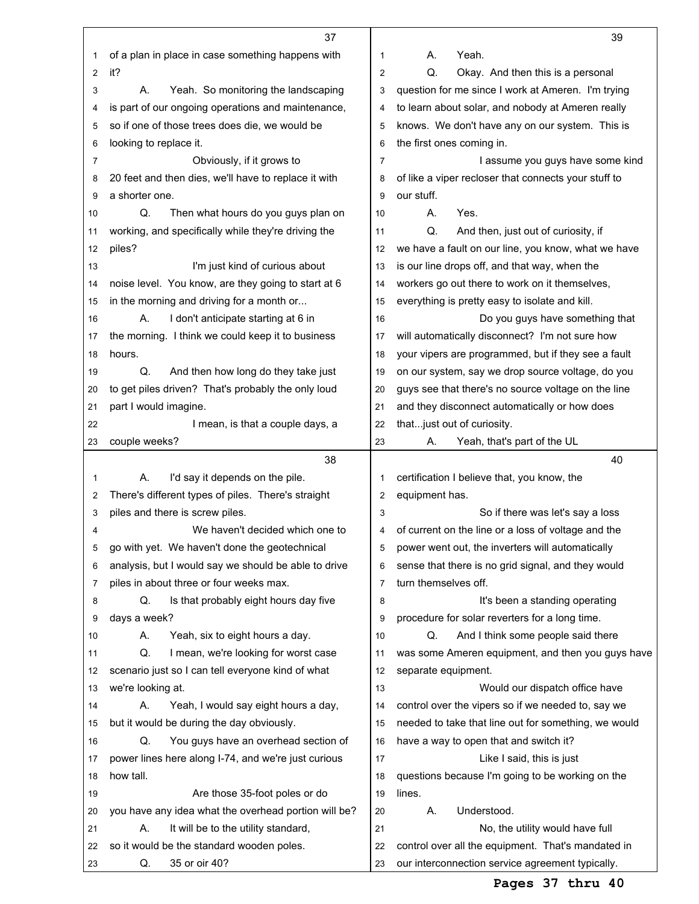of a plan in place in case something happens with it?

A. Yeah. So monitoring the landscaping is part of our ongoing operations and maintenance, so if one of those trees does die, we would be looking to replace it.

Obviously, if it grows to 20 feet and then dies, we'll have to replace it with a shorter one.

Q. Then what hours do you guys plan on working, and specifically while they're driving the piles?

I'm just kind of curious about noise level. You know, are they going to start at 6 in the morning and driving for a month or...

A. I don't anticipate starting at 6 in the morning. I think we could keep it to business hours.

Q. And then how long do they take just to get piles driven? That's probably the only loud part I would imagine.

I mean, is that a couple days, a couple weeks?

A. I'd say it depends on the pile. There's different types of piles. There's straight piles and there is screw piles.

We haven't decided which one to go with yet. We haven't done the geotechnical analysis, but I would say we should be able to drive piles in about three or four weeks max.

Q. Is that probably eight hours day five days a week?

A. Yeah, six to eight hours a day.

Q. I mean, we're looking for worst case scenario just so I can tell everyone kind of what we're looking at.

A. Yeah, I would say eight hours a day, but it would be during the day obviously.

Q. You guys have an overhead section of power lines here along I-74, and we're just curious how tall.

Are those 35-foot poles or do you have any idea what the overhead portion will be?

A. It will be to the utility standard, so it would be the standard wooden poles.

Q. 35 or oir 40?

A. Yeah.

Q. Okay. And then this is a personal question for me since I work at Ameren. I'm trying to learn about solar, and nobody at Ameren really knows. We don't have any on our system. This is the first ones coming in.

I assume you guys have some kind of like a viper recloser that connects your stuff to our stuff.

A. Yes.

Q. And then, just out of curiosity, if we have a fault on our line, you know, what we have is our line drops off, and that way, when the workers go out there to work on it themselves, everything is pretty easy to isolate and kill.

Do you guys have something that will automatically disconnect? I'm not sure how your vipers are programmed, but if they see a fault on our system, say we drop source voltage, do you guys see that there's no source voltage on the line and they disconnect automatically or how does that...just out of curiosity.

A. Yeah, that's part of the UL certification I believe that, you know, the equipment has.

So if there was let's say a loss of current on the line or a loss of voltage and the power went out, the inverters will automatically sense that there is no grid signal, and they would turn themselves off.

It's been a standing operating procedure for solar reverters for a long time.

Q. And I think some people said there was some Ameren equipment, and then you guys have separate equipment.

Would our dispatch office have control over the vipers so if we needed to, say we needed to take that line out for something, we would have a way to open that and switch it?

Like I said, this is just questions because I'm going to be working on the lines.

A. Understood.

No, the utility would have full control over all the equipment. That's mandated in our interconnection service agreement typically.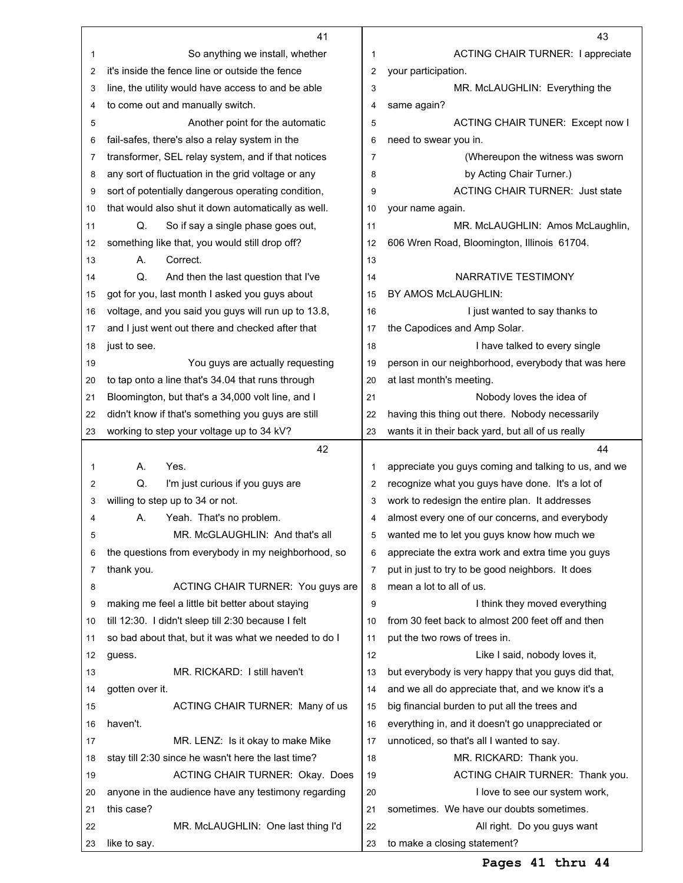So anything we install, whether it's inside the fence line or outside the fence line, the utility would have access to and be able to come out and manually switch.

Another point for the automatic fail-safes, there's also a relay system in the transformer, SEL relay system, and if that notices any sort of fluctuation in the grid voltage or any sort of potentially dangerous operating condition, that would also shut it down automatically as well.

Q. So if say a single phase goes out, something like that, you would still drop off?

A. Correct.

Q. And then the last question that I've got for you, last month I asked you guys about voltage, and you said you guys will run up to 13.8, and I just went out there and checked after that just to see.

You guys are actually requesting to tap onto a line that's 34.04 that runs through Bloomington, but that's a 34,000 volt line, and I didn't know if that's something you guys are still working to step your voltage up to 34 kV?

A. Yes.

Q. I'm just curious if you guys are willing to step up to 34 or not.

A. Yeah. That's no problem.

MR. McGLAUGHLIN: And that's all the questions from everybody in my neighborhood, so thank you.

ACTING CHAIR TURNER: You guys are making me feel a little bit better about staying till 12:30. I didn't sleep till 2:30 because I felt so bad about that, but it was what we needed to do I guess.

MR. RICKARD: I still haven't gotten over it.

ACTING CHAIR TURNER: Many of us haven't.

MR. LENZ: Is it okay to make Mike stay till 2:30 since he wasn't here the last time?

ACTING CHAIR TURNER: Okay. Does anyone in the audience have any testimony regarding this case?

MR. McLAUGHLIN: One last thing I'd like to say.

ACTING CHAIR TURNER: I appreciate your participation.

MR. McLAUGHLIN: Everything the same again?

ACTING CHAIR TUNER: Except now I need to swear you in.

(Whereupon the witness was sworn by Acting Chair Turner.)

ACTING CHAIR TURNER: Just state your name again.

MR. McLAUGHLIN: Amos McLaughlin, 606 Wren Road, Bloomington, Illinois 61704.

NARRATIVE TESTIMONY
BY AMOS McLAUGHLIN:

I just wanted to say thanks to the Capodices and Amp Solar.

I have talked to every single person in our neighborhood, everybody that was here at last month's meeting.

Nobody loves the idea of having this thing out there. Nobody necessarily wants it in their back yard, but all of us really appreciate you guys coming and talking to us, and we recognize what you guys have done. It's a lot of work to redesign the entire plan. It addresses almost every one of our concerns, and everybody wanted me to let you guys know how much we appreciate the extra work and extra time you guys put in just to try to be good neighbors. It does mean a lot to all of us.

I think they moved everything from 30 feet back to almost 200 feet off and then put the two rows of trees in.

Like I said, nobody loves it, but everybody is very happy that you guys did that, and we all do appreciate that, and we know it's a big financial burden to put all the trees and everything in, and it doesn't go unappreciated or unnoticed, so that's all I wanted to say.

MR. RICKARD: Thank you.

ACTING CHAIR TURNER: Thank you.

I love to see our system work, sometimes. We have our doubts sometimes.

All right. Do you guys want to make a closing statement?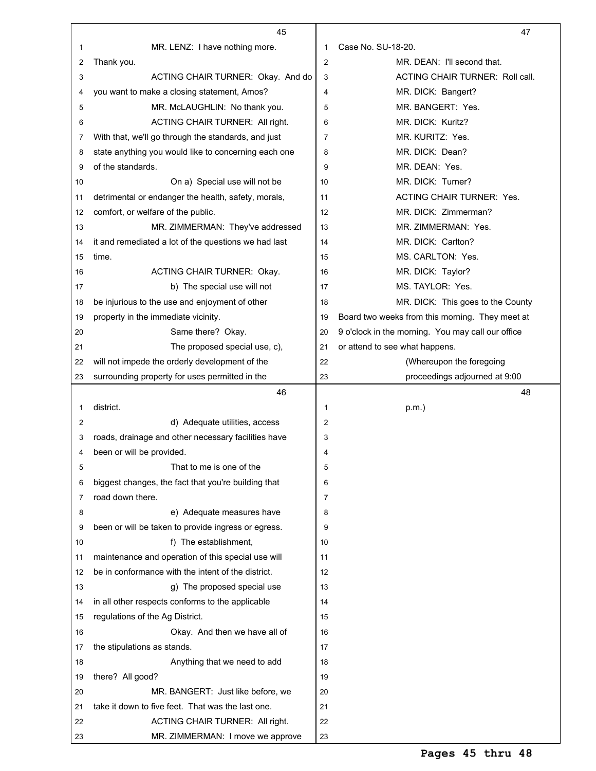MR. LENZ: I have nothing more. Thank you.

ACTING CHAIR TURNER: Okay. And do you want to make a closing statement, Amos?

MR. McLAUGHLIN: No thank you.

ACTING CHAIR TURNER: All right. With that, we'll go through the standards, and just state anything you would like to concerning each one of the standards.

On a) Special use will not be detrimental or endanger the health, safety, morals, comfort, or welfare of the public.

MR. ZIMMERMAN: They've addressed it and remediated a lot of the questions we had last time.

ACTING CHAIR TURNER: Okay.

b) The special use will not be injurious to the use and enjoyment of other property in the immediate vicinity.

Same there? Okay.

The proposed special use, c), will not impede the orderly development of the surrounding property for uses permitted in the district.

d) Adequate utilities, access roads, drainage and other necessary facilities have been or will be provided.

That to me is one of the biggest changes, the fact that you're building that road down there.

e) Adequate measures have been or will be taken to provide ingress or egress.

f) The establishment, maintenance and operation of this special use will be in conformance with the intent of the district.

g) The proposed special use in all other respects conforms to the applicable regulations of the Ag District.

Okay. And then we have all of the stipulations as stands.

Anything that we need to add there? All good?

MR. BANGERT: Just like before, we take it down to five feet. That was the last one.

ACTING CHAIR TURNER: All right.

MR. ZIMMERMAN: I move we approve Case No. SU-18-20.

MR. DEAN: I'll second that.

ACTING CHAIR TURNER: Roll call.

MR. DICK: Bangert?

MR. BANGERT: Yes.

MR. DICK: Kuritz?

MR. KURITZ: Yes.

MR. DICK: Dean?

MR. DEAN: Yes.

MR. DICK: Turner?

ACTING CHAIR TURNER: Yes.

MR. DICK: Zimmerman?

MR. ZIMMERMAN: Yes.

MR. DICK: Carlton?

MS. CARLTON: Yes.

MR. DICK: Taylor?

MS. TAYLOR: Yes.

MR. DICK: This goes to the County Board two weeks from this morning. They meet at 9 o'clock in the morning. You may call our office or attend to see what happens.

(Whereupon the foregoing proceedings adjourned at 9:00 p.m.)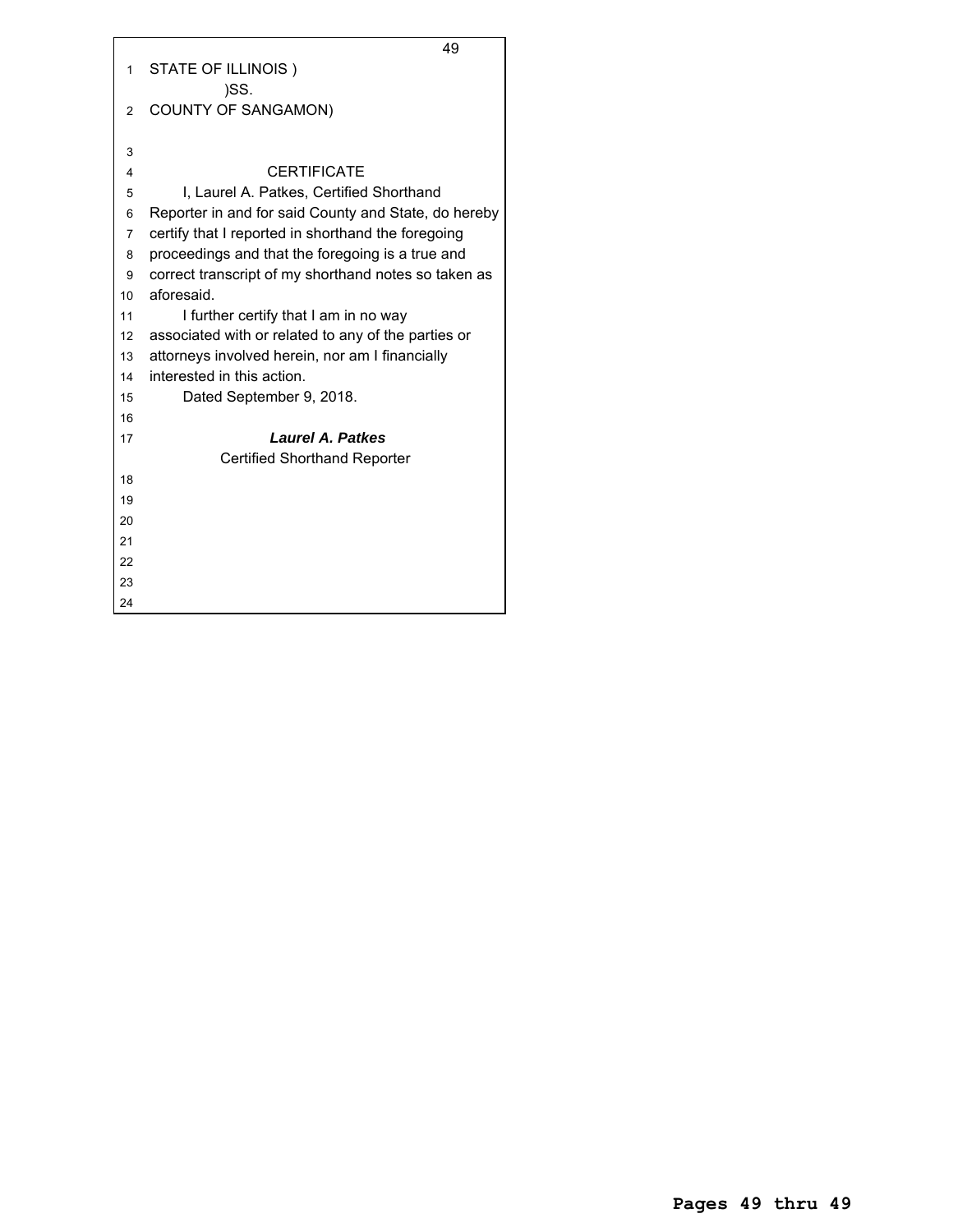STATE OF ILLINOIS )
)SS.
COUNTY OF SANGAMON)

CERTIFICATE

I, Laurel A. Patkes, Certified Shorthand Reporter in and for said County and State, do hereby certify that I reported in shorthand the foregoing proceedings and that the foregoing is a true and correct transcript of my shorthand notes so taken as aforesaid.

I further certify that I am in no way associated with or related to any of the parties or attorneys involved herein, nor am I financially interested in this action.

Dated September 9, 2018.

***Laurel A. Patkes***
Certified Shorthand Reporter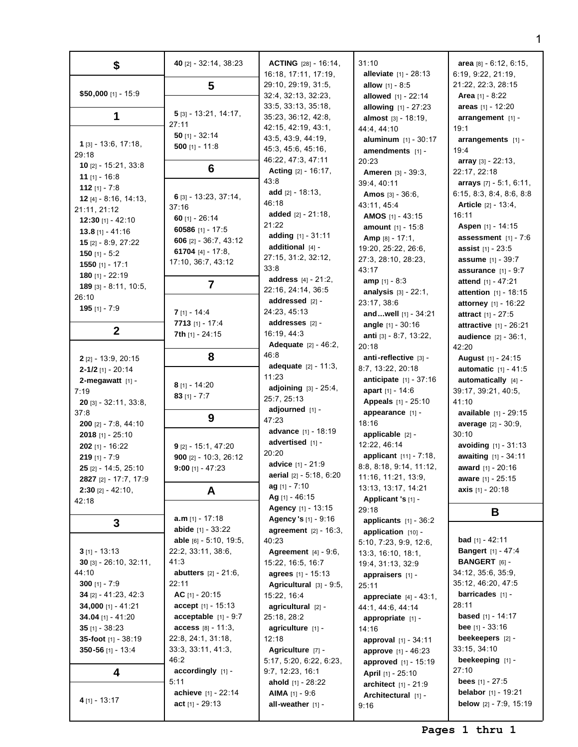## $

**$50,000** [1] - 15:9

## 1

**1** [3] - 13:6, 17:18, 29:18
**10** [2] - 15:21, 33:8
**11** [1] - 16:8
**112** [1] - 7:8
**12** [4] - 8:16, 14:13, 21:11, 21:12
**12:30** [1] - 42:10
**13.8** [1] - 41:16
**15** [2] - 8:9, 27:22
**150** [1] - 5:2
**1550** [1] - 17:1
**180** [1] - 22:19
**189** [3] - 8:11, 10:5, 26:10
**195** [1] - 7:9

## 2

**2** [2] - 13:9, 20:15
**2-1/2** [1] - 20:14
**2-megawatt** [1] - 7:19
**20** [3] - 32:11, 33:8, 37:8
**200** [2] - 7:8, 44:10
**2018** [1] - 25:10
**202** [1] - 16:22
**219** [1] - 7:9
**25** [2] - 14:5, 25:10
**2827** [2] - 17:7, 17:9
**2:30** [2] - 42:10, 42:18

## 3

**3** [1] - 13:13
**30** [3] - 26:10, 32:11, 44:10
**300** [1] - 7:9
**34** [2] - 41:23, 42:3
**34,000** [1] - 41:21
**34.04** [1] - 41:20
**35** [1] - 38:23
**35-foot** [1] - 38:19
**350-56** [1] - 13:4

## 4

**4** [1] - 13:17
**40** [2] - 32:14, 38:23

## 5

**5** [3] - 13:21, 14:17, 27:11
**50** [1] - 32:14
**500** [1] - 11:8

## 6

**6** [3] - 13:23, 37:14, 37:16
**60** [1] - 26:14
**60586** [1] - 17:5
**606** [2] - 36:7, 43:12
**61704** [4] - 17:8, 17:10, 36:7, 43:12

## 7

**7** [1] - 14:4
**7713** [1] - 17:4
**7th** [1] - 24:15

## 8

**8** [1] - 14:20
**83** [1] - 7:7

## 9

**9** [2] - 15:1, 47:20
**900** [2] - 10:3, 26:12
**9:00** [1] - 47:23

## A

**a.m** [1] - 17:18
**abide** [1] - 33:22
**able** [6] - 5:10, 19:5, 22:2, 33:11, 38:6, 41:3
**abutters** [2] - 21:6, 22:11
**AC** [1] - 20:15
**accept** [1] - 15:13
**acceptable** [1] - 9:7
**access** [8] - 11:3, 22:8, 24:1, 31:18, 33:3, 33:11, 41:3, 46:2
**accordingly** [1] - 5:11
**achieve** [1] - 22:14
**act** [1] - 29:13
**ACTING** [28] - 16:14, 16:18, 17:11, 17:19, 29:10, 29:19, 31:5, 32:4, 32:13, 32:23, 33:5, 33:13, 35:18, 35:23, 36:12, 42:8, 42:15, 42:19, 43:1, 43:5, 43:9, 44:19, 45:3, 45:6, 45:16, 46:22, 47:3, 47:11
**Acting** [2] - 16:17, 43:8
**add** [2] - 18:13, 46:18
**added** [2] - 21:18, 21:22
**adding** [1] - 31:11
**additional** [4] - 27:15, 31:2, 32:12, 33:8
**address** [4] - 21:2, 22:16, 24:14, 36:5
**addressed** [2] - 24:23, 45:13
**addresses** [2] - 16:19, 44:3
**Adequate** [2] - 46:2, 46:8
**adequate** [2] - 11:3, 11:23
**adjoining** [3] - 25:4, 25:7, 25:13
**adjourned** [1] - 47:23
**advance** [1] - 18:19
**advertised** [1] - 20:20
**advice** [1] - 21:9
**aerial** [2] - 5:18, 6:20
**ag** [1] - 7:10
**Ag** [1] - 46:15
**Agency** [1] - 13:15
**Agency's** [1] - 9:16
**agreement** [2] - 16:3, 40:23
**Agreement** [4] - 9:6, 15:22, 16:5, 16:7
**agrees** [1] - 15:13
**Agricultural** [3] - 9:5, 15:22, 16:4
**agricultural** [2] - 25:18, 28:2
**agriculture** [1] - 12:18
**Agriculture** [7] - 5:17, 5:20, 6:22, 6:23, 9:7, 12:23, 16:1
**ahold** [1] - 28:22
**AIMA** [1] - 9:6
**all-weather** [1] - 31:10
**alleviate** [1] - 28:13
**allow** [1] - 8:5
**allowed** [1] - 22:14
**allowing** [1] - 27:23
**almost** [3] - 18:19, 44:4, 44:10
**aluminum** [1] - 30:17
**amendments** [1] - 20:23
**Ameren** [3] - 39:3, 39:4, 40:11
**Amos** [3] - 36:6, 43:11, 45:4
**AMOS** [1] - 43:15
**amount** [1] - 15:8
**Amp** [8] - 17:1, 19:20, 25:22, 26:6, 27:3, 28:10, 28:23, 43:17
**amp** [1] - 8:3
**analysis** [3] - 22:1, 23:17, 38:6
**and...well** [1] - 34:21
**angle** [1] - 30:16
**anti** [3] - 8:7, 13:22, 20:18
**anti-reflective** [3] - 8:7, 13:22, 20:18
**anticipate** [1] - 37:16
**apart** [1] - 14:6
**Appeals** [1] - 25:10
**appearance** [1] - 18:16
**applicable** [2] - 12:22, 46:14
**applicant** [11] - 7:18, 8:8, 8:18, 9:14, 11:12, 11:16, 11:21, 13:9, 13:13, 13:17, 14:21
**Applicant's** [1] - 29:18
**applicants** [1] - 36:2
**application** [10] - 5:10, 7:23, 9:9, 12:6, 13:3, 16:10, 18:1, 19:4, 31:13, 32:9
**appraisers** [1] - 25:11
**appreciate** [4] - 43:1, 44:1, 44:6, 44:14
**appropriate** [1] - 14:16
**approval** [1] - 34:11
**approve** [1] - 46:23
**approved** [1] - 15:19
**April** [1] - 25:10
**architect** [1] - 21:9
**Architectural** [1] - 9:16
**area** [8] - 6:12, 6:15, 6:19, 9:22, 21:19, 21:22, 22:3, 28:15
**Area** [1] - 8:22
**areas** [1] - 12:20
**arrangement** [1] - 19:1
**arrangements** [1] - 19:4
**array** [3] - 22:13, 22:17, 22:18
**arrays** [7] - 5:1, 6:11, 6:15, 8:3, 8:4, 8:6, 8:8
**Article** [2] - 13:4, 16:11
**Aspen** [1] - 14:15
**assessment** [1] - 7:6
**assist** [1] - 23:5
**assume** [1] - 39:7
**assurance** [1] - 9:7
**attend** [1] - 47:21
**attention** [1] - 18:15
**attorney** [1] - 16:22
**attract** [1] - 27:5
**attractive** [1] - 26:21
**audience** [2] - 36:1, 42:20
**August** [1] - 24:15
**automatic** [1] - 41:5
**automatically** [4] - 39:17, 39:21, 40:5, 41:10
**available** [1] - 29:15
**average** [2] - 30:9, 30:10
**avoiding** [1] - 31:13
**awaiting** [1] - 34:11
**award** [1] - 20:16
**aware** [1] - 25:15
**axis** [1] - 20:18

## B

**bad** [1] - 42:11
**Bangert** [1] - 47:4
**BANGERT** [6] - 34:12, 35:6, 35:9, 35:12, 46:20, 47:5
**barricades** [1] - 28:11
**based** [1] - 14:17
**bee** [1] - 33:16
**beekeepers** [2] - 33:15, 34:10
**beekeeping** [1] - 27:10
**bees** [1] - 27:5
**belabor** [1] - 19:21
**below** [2] - 7:9, 15:19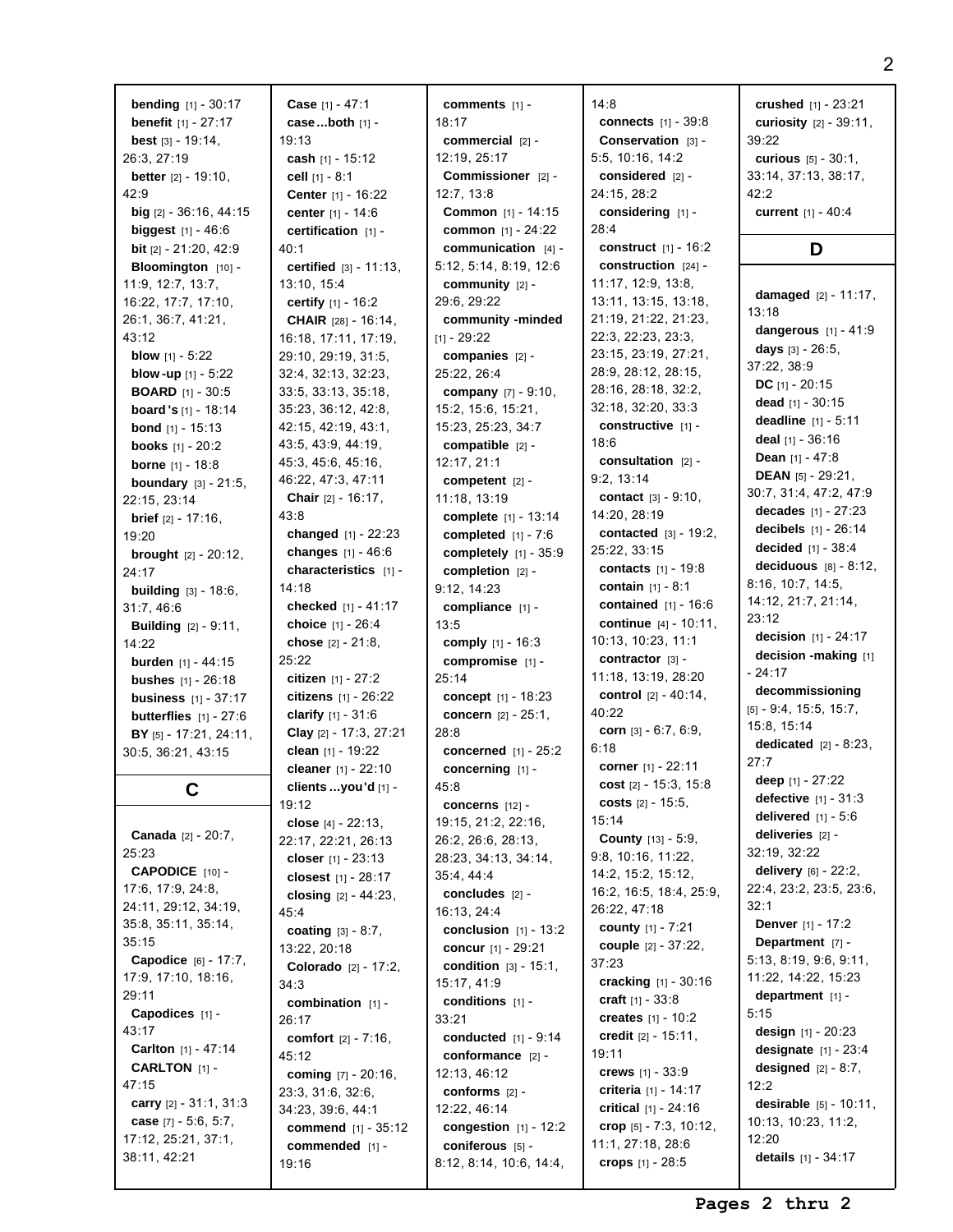**bending** [1] - 30:17
**benefit** [1] - 27:17
**best** [3] - 19:14, 26:3, 27:19
**better** [2] - 19:10, 42:9
**big** [2] - 36:16, 44:15
**biggest** [1] - 46:6
**bit** [2] - 21:20, 42:9
**Bloomington** [10] - 11:9, 12:7, 13:7, 16:22, 17:7, 17:10, 26:1, 36:7, 41:21, 43:12
**blow** [1] - 5:22
**blow-up** [1] - 5:22
**BOARD** [1] - 30:5
**board's** [1] - 18:14
**bond** [1] - 15:13
**books** [1] - 20:2
**borne** [1] - 18:8
**boundary** [3] - 21:5, 22:15, 23:14
**brief** [2] - 17:16, 19:20
**brought** [2] - 20:12, 24:17
**building** [3] - 18:6, 31:7, 46:6
**Building** [2] - 9:11, 14:22
**burden** [1] - 44:15
**bushes** [1] - 26:18
**business** [1] - 37:17
**butterflies** [1] - 27:6
**BY** [5] - 17:21, 24:11, 30:5, 36:21, 43:15

## C

**Canada** [2] - 20:7, 25:23
**CAPODICE** [10] - 17:6, 17:9, 24:8, 24:11, 29:12, 34:19, 35:8, 35:11, 35:14, 35:15
**Capodice** [6] - 17:7, 17:9, 17:10, 18:16, 29:11
**Capodices** [1] - 43:17
**Carlton** [1] - 47:14
**CARLTON** [1] - 47:15
**carry** [2] - 31:1, 31:3
**case** [7] - 5:6, 5:7, 17:12, 25:21, 37:1, 38:11, 42:21
**Case** [1] - 47:1
**case...both** [1] - 19:13
**cash** [1] - 15:12
**cell** [1] - 8:1
**Center** [1] - 16:22
**center** [1] - 14:6
**certification** [1] - 40:1
**certified** [3] - 11:13, 13:10, 15:4
**certify** [1] - 16:2
**CHAIR** [28] - 16:14, 16:18, 17:11, 17:19, 29:10, 29:19, 31:5, 32:4, 32:13, 32:23, 33:5, 33:13, 35:18, 35:23, 36:12, 42:8, 42:15, 42:19, 43:1, 43:5, 43:9, 44:19, 45:3, 45:6, 45:16, 46:22, 47:3, 47:11
**Chair** [2] - 16:17, 43:8
**changed** [1] - 22:23
**changes** [1] - 46:6
**characteristics** [1] - 14:18
**checked** [1] - 41:17
**choice** [1] - 26:4
**chose** [2] - 21:8, 25:22
**citizen** [1] - 27:2
**citizens** [1] - 26:22
**clarify** [1] - 31:6
**Clay** [2] - 17:3, 27:21
**clean** [1] - 19:22
**cleaner** [1] - 22:10
**clients...you'd** [1] - 19:12
**close** [4] - 22:13, 22:17, 22:21, 26:13
**closer** [1] - 23:13
**closest** [1] - 28:17
**closing** [2] - 44:23, 45:4
**coating** [3] - 8:7, 13:22, 20:18
**Colorado** [2] - 17:2, 34:3
**combination** [1] - 26:17
**comfort** [2] - 7:16, 45:12
**coming** [7] - 20:16, 23:3, 31:6, 32:6, 34:23, 39:6, 44:1
**commend** [1] - 35:12
**commended** [1] - 19:16
**comments** [1] - 18:17
**commercial** [2] - 12:19, 25:17
**Commissioner** [2] - 12:7, 13:8
**Common** [1] - 14:15
**common** [1] - 24:22
**communication** [4] - 5:12, 5:14, 8:19, 12:6
**community** [2] - 29:6, 29:22
**community-minded** [1] - 29:22
**companies** [2] - 25:22, 26:4
**company** [7] - 9:10, 15:2, 15:6, 15:21, 15:23, 25:23, 34:7
**compatible** [2] - 12:17, 21:1
**competent** [2] - 11:18, 13:19
**complete** [1] - 13:14
**completed** [1] - 7:6
**completely** [1] - 35:9
**completion** [2] - 9:12, 14:23
**compliance** [1] - 13:5
**comply** [1] - 16:3
**compromise** [1] - 25:14
**concept** [1] - 18:23
**concern** [2] - 25:1, 28:8
**concerned** [1] - 25:2
**concerning** [1] - 45:8
**concerns** [12] - 19:15, 21:2, 22:16, 26:2, 26:6, 28:13, 28:23, 34:13, 34:14, 35:4, 44:4
**concludes** [2] - 16:13, 24:4
**conclusion** [1] - 13:2
**concur** [1] - 29:21
**condition** [3] - 15:1, 15:17, 41:9
**conditions** [1] - 33:21
**conducted** [1] - 9:14
**conformance** [2] - 12:13, 46:12
**conforms** [2] - 12:22, 46:14
**congestion** [1] - 12:2
**coniferous** [5] - 8:12, 8:14, 10:6, 14:4, 14:8
**connects** [1] - 39:8
**Conservation** [3] - 5:5, 10:16, 14:2
**considered** [2] - 24:15, 28:2
**considering** [1] - 28:4
**construct** [1] - 16:2
**construction** [24] - 11:17, 12:9, 13:8, 13:11, 13:15, 13:18, 21:19, 21:22, 21:23, 22:3, 22:23, 23:3, 23:15, 23:19, 27:21, 28:9, 28:12, 28:15, 28:16, 28:18, 32:2, 32:18, 32:20, 33:3
**constructive** [1] - 18:6
**consultation** [2] - 9:2, 13:14
**contact** [3] - 9:10, 14:20, 28:19
**contacted** [3] - 19:2, 25:22, 33:15
**contacts** [1] - 19:8
**contain** [1] - 8:1
**contained** [1] - 16:6
**continue** [4] - 10:11, 10:13, 10:23, 11:1
**contractor** [3] - 11:18, 13:19, 28:20
**control** [2] - 40:14, 40:22
**corn** [3] - 6:7, 6:9, 6:18
**corner** [1] - 22:11
**cost** [2] - 15:3, 15:8
**costs** [2] - 15:5, 15:14
**County** [13] - 5:9, 9:8, 10:16, 11:22, 14:2, 15:2, 15:12, 16:2, 16:5, 18:4, 25:9, 26:22, 47:18
**county** [1] - 7:21
**couple** [2] - 37:22, 37:23
**cracking** [1] - 30:16
**craft** [1] - 33:8
**crews** [1] - 33:9
**criteria** [1] - 14:17
**critical** [1] - 24:16
**crop** [5] - 7:3, 10:12, 11:1, 27:18, 28:6
**crops** [1] - 28:5
**crushed** [1] - 23:21
**curiosity** [2] - 39:11, 39:22
**curious** [5] - 30:1, 33:14, 37:13, 38:17, 42:2
**current** [1] - 40:4

## D

**damaged** [2] - 11:17, 13:18
**dangerous** [1] - 41:9
**days** [3] - 26:5, 37:22, 38:9
**DC** [1] - 20:15
**dead** [1] - 30:15
**deadline** [1] - 5:11
**deal** [1] - 36:16
**Dean** [1] - 47:8
**DEAN** [5] - 29:21, 30:7, 31:4, 47:2, 47:9
**decades** [1] - 27:23
**decibels** [1] - 26:14
**decided** [1] - 38:4
**deciduous** [8] - 8:12, 8:16, 10:7, 14:5, 14:12, 21:7, 21:14, 23:12
**decision** [1] - 24:17
**decision-making** [1] - 24:17
**decommissioning** [5] - 9:4, 15:5, 15:7, 15:8, 15:14
**dedicated** [2] - 8:23, 27:7
**deep** [1] - 27:22
**defective** [1] - 31:3
**delivered** [1] - 5:6
**deliveries** [2] - 32:19, 32:22
**delivery** [6] - 22:2, 22:4, 23:2, 23:5, 23:6, 32:1
**Denver** [1] - 17:2
**Department** [7] - 5:13, 8:19, 9:6, 9:11, 11:22, 14:22, 15:23
**department** [1] - 5:15
**design** [1] - 20:23
**designate** [1] - 23:4
**designed** [2] - 8:7, 12:2
**desirable** [5] - 10:11, 10:13, 10:23, 11:2, 12:20
**details** [1] - 34:17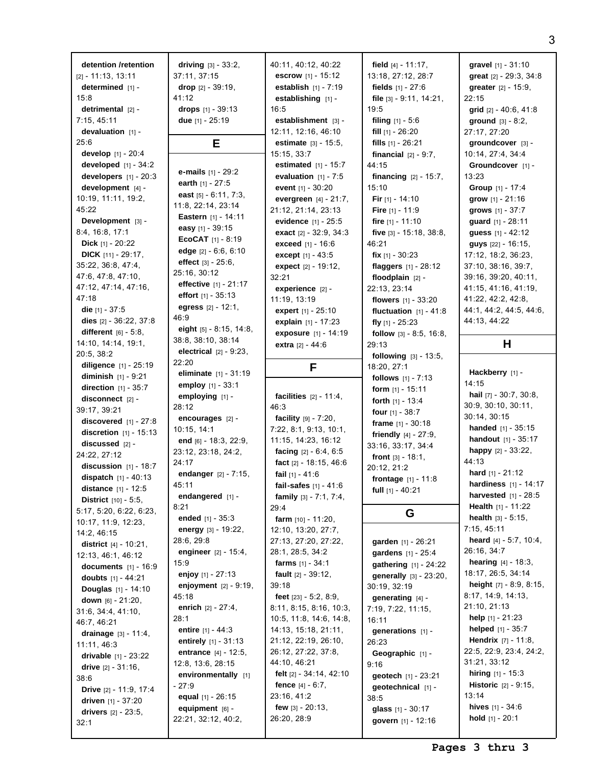**detention /retention** [2] - 11:13, 13:11
**determined** [1] - 15:8
**detrimental** [2] - 7:15, 45:11
**devaluation** [1] - 25:6
**develop** [1] - 20:4
**developed** [1] - 34:2
**developers** [1] - 20:3
**development** [4] - 10:19, 11:11, 19:2, 45:22
**Development** [3] - 8:4, 16:8, 17:1
**Dick** [1] - 20:22
**DICK** [11] - 29:17, 35:22, 36:8, 47:4, 47:6, 47:8, 47:10, 47:12, 47:14, 47:16, 47:18
**die** [1] - 37:5
**dies** [2] - 36:22, 37:8
**different** [6] - 5:8, 14:10, 14:14, 19:1, 20:5, 38:2
**diligence** [1] - 25:19
**diminish** [1] - 9:21
**direction** [1] - 35:7
**disconnect** [2] - 39:17, 39:21
**discovered** [1] - 27:8
**discretion** [1] - 15:13
**discussed** [2] - 24:22, 27:12
**discussion** [1] - 18:7
**dispatch** [1] - 40:13
**distance** [1] - 12:5
**District** [10] - 5:5, 5:17, 5:20, 6:22, 6:23, 10:17, 11:9, 12:23, 14:2, 46:15
**district** [4] - 10:21, 12:13, 46:1, 46:12
**documents** [1] - 16:9
**doubts** [1] - 44:21
**Douglas** [1] - 14:10
**down** [6] - 21:20, 31:6, 34:4, 41:10, 46:7, 46:21
**drainage** [3] - 11:4, 11:11, 46:3
**drivable** [1] - 23:22
**drive** [2] - 31:16, 38:6
**Drive** [2] - 11:9, 17:4
**driven** [1] - 37:20
**drivers** [2] - 23:5, 32:1
**driving** [3] - 33:2, 37:11, 37:15
**drop** [2] - 39:19, 41:12
**drops** [1] - 39:13
**due** [1] - 25:19

## E

**e-mails** [1] - 29:2
**earth** [1] - 27:5
**east** [5] - 6:11, 7:3, 11:8, 22:14, 23:14
**Eastern** [1] - 14:11
**easy** [1] - 39:15
**EcoCAT** [1] - 8:19
**edge** [2] - 6:6, 6:10
**effect** [3] - 25:6, 25:16, 30:12
**effective** [1] - 21:17
**effort** [1] - 35:13
**egress** [2] - 12:1, 46:9
**eight** [5] - 8:15, 14:8, 38:8, 38:10, 38:14
**electrical** [2] - 9:23, 22:20
**eliminate** [1] - 31:19
**employ** [1] - 33:1
**employing** [1] - 28:12
**encourages** [2] - 10:15, 14:1
**end** [6] - 18:3, 22:9, 23:12, 23:18, 24:2, 24:17
**endanger** [2] - 7:15, 45:11
**endangered** [1] - 8:21
**ended** [1] - 35:3
**energy** [3] - 19:22, 28:6, 29:8
**engineer** [2] - 15:4, 15:9
**enjoy** [1] - 27:13
**enjoyment** [2] - 9:19, 45:18
**enrich** [2] - 27:4, 28:1
**entire** [1] - 44:3
**entirely** [1] - 31:13
**entrance** [4] - 12:5, 12:8, 13:6, 28:15
**environmentally** [1] - 27:9
**equal** [1] - 26:15
**equipment** [6] - 22:21, 32:12, 40:2, 40:11, 40:12, 40:22
**escrow** [1] - 15:12
**establish** [1] - 7:19
**establishing** [1] - 16:5
**establishment** [3] - 12:11, 12:16, 46:10
**estimate** [3] - 15:5, 15:15, 33:7
**estimated** [1] - 15:7
**evaluation** [1] - 7:5
**event** [1] - 30:20
**evergreen** [4] - 21:7, 21:12, 21:14, 23:13
**evidence** [1] - 25:5
**exact** [2] - 32:9, 34:3
**exceed** [1] - 16:6
**except** [1] - 43:5
**expect** [2] - 19:12, 32:21
**experience** [2] - 11:19, 13:19
**expert** [1] - 25:10
**explain** [1] - 17:23
**exposure** [1] - 14:19
**extra** [2] - 44:6

## F

**facilities** [2] - 11:4, 46:3
**facility** [9] - 7:20, 7:22, 8:1, 9:13, 10:1, 11:15, 14:23, 16:12
**facing** [2] - 6:4, 6:5
**fact** [2] - 18:15, 46:6
**fail** [1] - 41:6
**fail-safes** [1] - 41:6
**family** [3] - 7:1, 7:4, 29:4
**farm** [10] - 11:20, 12:10, 13:20, 27:7, 27:13, 27:20, 27:22, 28:1, 28:5, 34:2
**farms** [1] - 34:1
**fault** [2] - 39:12, 39:18
**feet** [23] - 5:2, 8:9, 8:11, 8:15, 8:16, 10:3, 10:5, 11:8, 14:6, 14:8, 14:13, 15:18, 21:11, 21:12, 22:19, 26:10, 26:12, 27:22, 37:8, 44:10, 46:21
**felt** [2] - 34:14, 42:10
**fence** [4] - 6:7, 23:16, 41:2
**few** [3] - 20:13, 26:20, 28:9
**field** [4] - 11:17, 13:18, 27:12, 28:7
**fields** [1] - 27:6
**file** [3] - 9:11, 14:21, 19:5
**filing** [1] - 5:6
**fill** [1] - 26:20
**fills** [1] - 26:21
**financial** [2] - 9:7, 44:15
**financing** [2] - 15:7, 15:10
**Fir** [1] - 14:10
**Fire** [1] - 11:9
**fire** [1] - 11:10
**five** [3] - 15:18, 38:8, 46:21
**fix** [1] - 30:23
**flaggers** [1] - 28:12
**floodplain** [2] - 22:13, 23:14
**flowers** [1] - 33:20
**fluctuation** [1] - 41:8
**fly** [1] - 25:23
**follow** [3] - 8:5, 16:8, 29:13
**following** [3] - 13:5, 18:20, 27:1
**follows** [1] - 7:13
**form** [1] - 15:11
**forth** [1] - 13:4
**four** [1] - 38:7
**frame** [1] - 30:18
**friendly** [4] - 27:9, 33:16, 33:17, 34:4
**front** [3] - 18:1, 20:12, 21:2
**frontage** [1] - 11:8
**full** [1] - 40:21

## G

**garden** [1] - 26:21
**gardens** [1] - 25:4
**gathering** [1] - 24:22
**generally** [3] - 23:20, 30:19, 32:19
**generating** [4] - 7:19, 7:22, 11:15, 16:11
**generations** [1] - 26:23
**Geographic** [1] - 9:16
**geotech** [1] - 23:21
**geotechnical** [1] - 38:5
**glass** [1] - 30:17
**govern** [1] - 12:16
**gravel** [1] - 31:10
**great** [2] - 29:3, 34:8
**greater** [2] - 15:9, 22:15
**grid** [2] - 40:6, 41:8
**ground** [3] - 8:2, 27:17, 27:20
**groundcover** [3] - 10:14, 27:4, 34:4
**Groundcover** [1] - 13:23
**Group** [1] - 17:4
**grow** [1] - 21:16
**grows** [1] - 37:7
**guard** [1] - 28:11
**guess** [1] - 42:12
**guys** [22] - 16:15, 17:12, 18:2, 36:23, 37:10, 38:16, 39:7, 39:16, 39:20, 40:11, 41:15, 41:16, 41:19, 41:22, 42:2, 42:8, 44:1, 44:2, 44:5, 44:6, 44:13, 44:22

## H

**Hackberry** [1] - 14:15
**hail** [7] - 30:7, 30:8, 30:9, 30:10, 30:11, 30:14, 30:15
**handed** [1] - 35:15
**handout** [1] - 35:17
**happy** [2] - 33:22, 44:13
**hard** [1] - 21:12
**hardiness** [1] - 14:17
**harvested** [1] - 28:5
**Health** [1] - 11:22
**health** [3] - 5:15, 7:15, 45:11
**heard** [4] - 5:7, 10:4, 26:16, 34:7
**hearing** [4] - 18:3, 18:17, 26:5, 34:14
**height** [7] - 8:9, 8:15, 8:17, 14:9, 14:13, 21:10, 21:13
**help** [1] - 21:23
**helped** [1] - 35:7
**Hendrix** [7] - 11:8, 22:5, 22:9, 23:4, 24:2, 31:21, 33:12
**hiring** [1] - 15:3
**Historic** [2] - 9:15, 13:14
**hives** [1] - 34:6
**hold** [1] - 20:1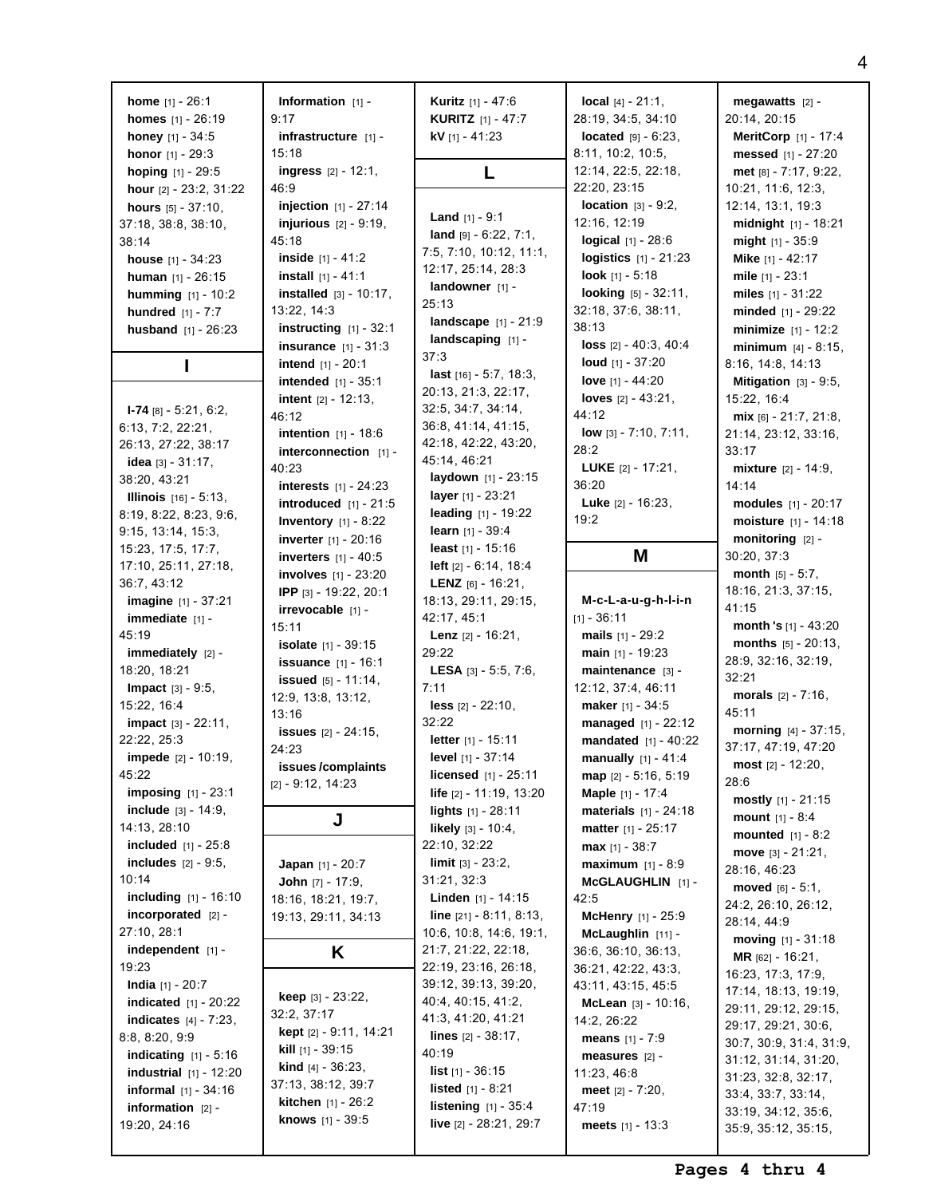**home** [1] - 26:1
**homes** [1] - 26:19
**honey** [1] - 34:5
**honor** [1] - 29:3
**hoping** [1] - 29:5
**hour** [2] - 23:2, 31:22
**hours** [5] - 37:10, 37:18, 38:8, 38:10, 38:14
**house** [1] - 34:23
**human** [1] - 26:15
**humming** [1] - 10:2
**hundred** [1] - 7:7
**husband** [1] - 26:23

## I

**I-74** [8] - 5:21, 6:2, 6:13, 7:2, 22:21, 26:13, 27:22, 38:17
**idea** [3] - 31:17, 38:20, 43:21
**Illinois** [16] - 5:13, 8:19, 8:22, 8:23, 9:6, 9:15, 13:14, 15:3, 15:23, 17:5, 17:7, 17:10, 25:11, 27:18, 36:7, 43:12
**imagine** [1] - 37:21
**immediate** [1] - 45:19
**immediately** [2] - 18:20, 18:21
**Impact** [3] - 9:5, 15:22, 16:4
**impact** [3] - 22:11, 22:22, 25:3
**impede** [2] - 10:19, 45:22
**imposing** [1] - 23:1
**include** [3] - 14:9, 14:13, 28:10
**included** [1] - 25:8
**includes** [2] - 9:5, 10:14
**including** [1] - 16:10
**incorporated** [2] - 27:10, 28:1
**independent** [1] - 19:23
**India** [1] - 20:7
**indicated** [1] - 20:22
**indicates** [4] - 7:23, 8:8, 8:20, 9:9
**indicating** [1] - 5:16
**industrial** [1] - 12:20
**informal** [1] - 34:16
**information** [2] - 19:20, 24:16
**Information** [1] - 9:17
**infrastructure** [1] - 15:18
**ingress** [2] - 12:1, 46:9
**injection** [1] - 27:14
**injurious** [2] - 9:19, 45:18
**inside** [1] - 41:2
**install** [1] - 41:1
**installed** [3] - 10:17, 13:22, 14:3
**instructing** [1] - 32:1
**insurance** [1] - 31:3
**intend** [1] - 20:1
**intended** [1] - 35:1
**intent** [2] - 12:13, 46:12
**intention** [1] - 18:6
**interconnection** [1] - 40:23
**interests** [1] - 24:23
**introduced** [1] - 21:5
**Inventory** [1] - 8:22
**inverter** [1] - 20:16
**inverters** [1] - 40:5
**involves** [1] - 23:20
**IPP** [3] - 19:22, 20:1
**irrevocable** [1] - 15:11
**isolate** [1] - 39:15
**issuance** [1] - 16:1
**issued** [5] - 11:14, 12:9, 13:8, 13:12, 13:16
**issues** [2] - 24:15, 24:23
**issues/complaints** [2] - 9:12, 14:23

## J

**Japan** [1] - 20:7
**John** [7] - 17:9, 18:16, 18:21, 19:7, 19:13, 29:11, 34:13

## K

**keep** [3] - 23:22, 32:2, 37:17
**kept** [2] - 9:11, 14:21
**kill** [1] - 39:15
**kind** [4] - 36:23, 37:13, 38:12, 39:7
**kitchen** [1] - 26:2
**knows** [1] - 39:5
**Kuritz** [1] - 47:6
**KURITZ** [1] - 47:7
**kV** [1] - 41:23

## L

**Land** [1] - 9:1
**land** [9] - 6:22, 7:1, 7:5, 7:10, 10:12, 11:1, 12:17, 25:14, 28:3
**landowner** [1] - 25:13
**landscape** [1] - 21:9
**landscaping** [1] - 37:3
**last** [16] - 5:7, 18:3, 20:13, 21:3, 22:17, 32:5, 34:7, 34:14, 36:8, 41:14, 41:15, 42:18, 42:22, 43:20, 45:14, 46:21
**laydown** [1] - 23:15
**layer** [1] - 23:21
**leading** [1] - 19:22
**learn** [1] - 39:4
**least** [1] - 15:16
**left** [2] - 6:14, 18:4
**LENZ** [6] - 16:21, 18:13, 29:11, 29:15, 42:17, 45:1
**Lenz** [2] - 16:21, 29:22
**LESA** [3] - 5:5, 7:6, 7:11
**less** [2] - 22:10, 32:22
**letter** [1] - 15:11
**level** [1] - 37:14
**licensed** [1] - 25:11
**life** [2] - 11:19, 13:20
**lights** [1] - 28:11
**likely** [3] - 10:4, 22:10, 32:22
**limit** [3] - 23:2, 31:21, 32:3
**Linden** [1] - 14:15
**line** [21] - 8:11, 8:13, 10:6, 10:8, 14:6, 19:1, 21:7, 21:22, 22:18, 22:19, 23:16, 26:18, 39:12, 39:13, 39:20, 40:4, 40:15, 41:2, 41:3, 41:20, 41:21
**lines** [2] - 38:17, 40:19
**list** [1] - 36:15
**listed** [1] - 8:21
**listening** [1] - 35:4
**live** [2] - 28:21, 29:7
**local** [4] - 21:1, 28:19, 34:5, 34:10
**located** [9] - 6:23, 8:11, 10:2, 10:5, 12:14, 22:5, 22:18, 22:20, 23:15
**location** [3] - 9:2, 12:16, 12:19
**logical** [1] - 28:6
**logistics** [1] - 21:23
**look** [1] - 5:18
**looking** [5] - 32:11, 32:18, 37:6, 38:11, 38:13
**loss** [2] - 40:3, 40:4
**loud** [1] - 37:20
**love** [1] - 44:20
**loves** [2] - 43:21, 44:12
**low** [3] - 7:10, 7:11, 28:2
**LUKE** [2] - 17:21, 36:20
**Luke** [2] - 16:23, 19:2

## M

**M-c-L-a-u-g-h-l-i-n** [1] - 36:11
**mails** [1] - 29:2
**main** [1] - 19:23
**maintenance** [3] - 12:12, 37:4, 46:11
**maker** [1] - 34:5
**managed** [1] - 22:12
**mandated** [1] - 40:22
**manually** [1] - 41:4
**map** [2] - 5:16, 5:19
**Maple** [1] - 17:4
**materials** [1] - 24:18
**matter** [1] - 25:17
**max** [1] - 38:7
**maximum** [1] - 8:9
**McGLAUGHLIN** [1] - 42:5
**McHenry** [1] - 25:9
**McLaughlin** [11] - 36:6, 36:10, 36:13, 36:21, 42:22, 43:3, 43:11, 43:15, 45:5
**McLean** [3] - 10:16, 14:2, 26:22
**means** [1] - 7:9
**measures** [2] - 11:23, 46:8
**meet** [2] - 7:20, 47:19
**meets** [1] - 13:3
**megawatts** [2] - 20:14, 20:15
**MeritCorp** [1] - 17:4
**messed** [1] - 27:20
**met** [8] - 7:17, 9:22, 10:21, 11:6, 12:3, 12:14, 13:1, 19:3
**midnight** [1] - 18:21
**might** [1] - 35:9
**Mike** [1] - 42:17
**mile** [1] - 23:1
**miles** [1] - 31:22
**minded** [1] - 29:22
**minimize** [1] - 12:2
**minimum** [4] - 8:15, 8:16, 14:8, 14:13
**Mitigation** [3] - 9:5, 15:22, 16:4
**mix** [6] - 21:7, 21:8, 21:14, 23:12, 33:16, 33:17
**mixture** [2] - 14:9, 14:14
**modules** [1] - 20:17
**moisture** [1] - 14:18
**monitoring** [2] - 30:20, 37:3
**month** [5] - 5:7, 18:16, 21:3, 37:15, 41:15
**month's** [1] - 43:20
**months** [5] - 20:13, 28:9, 32:16, 32:19, 32:21
**morals** [2] - 7:16, 45:11
**morning** [4] - 37:15, 37:17, 47:19, 47:20
**most** [2] - 12:20, 28:6
**mostly** [1] - 21:15
**mount** [1] - 8:4
**mounted** [1] - 8:2
**move** [3] - 21:21, 28:16, 46:23
**moved** [6] - 5:1, 24:2, 26:10, 26:12, 28:14, 44:9
**moving** [1] - 31:18
**MR** [62] - 16:21, 16:23, 17:3, 17:9, 17:14, 18:13, 19:19, 29:11, 29:12, 29:15, 29:17, 29:21, 30:6, 30:7, 30:9, 31:4, 31:9, 31:12, 31:14, 31:20, 31:23, 32:8, 32:17, 33:4, 33:7, 33:14, 33:19, 34:12, 35:6, 35:9, 35:12, 35:15,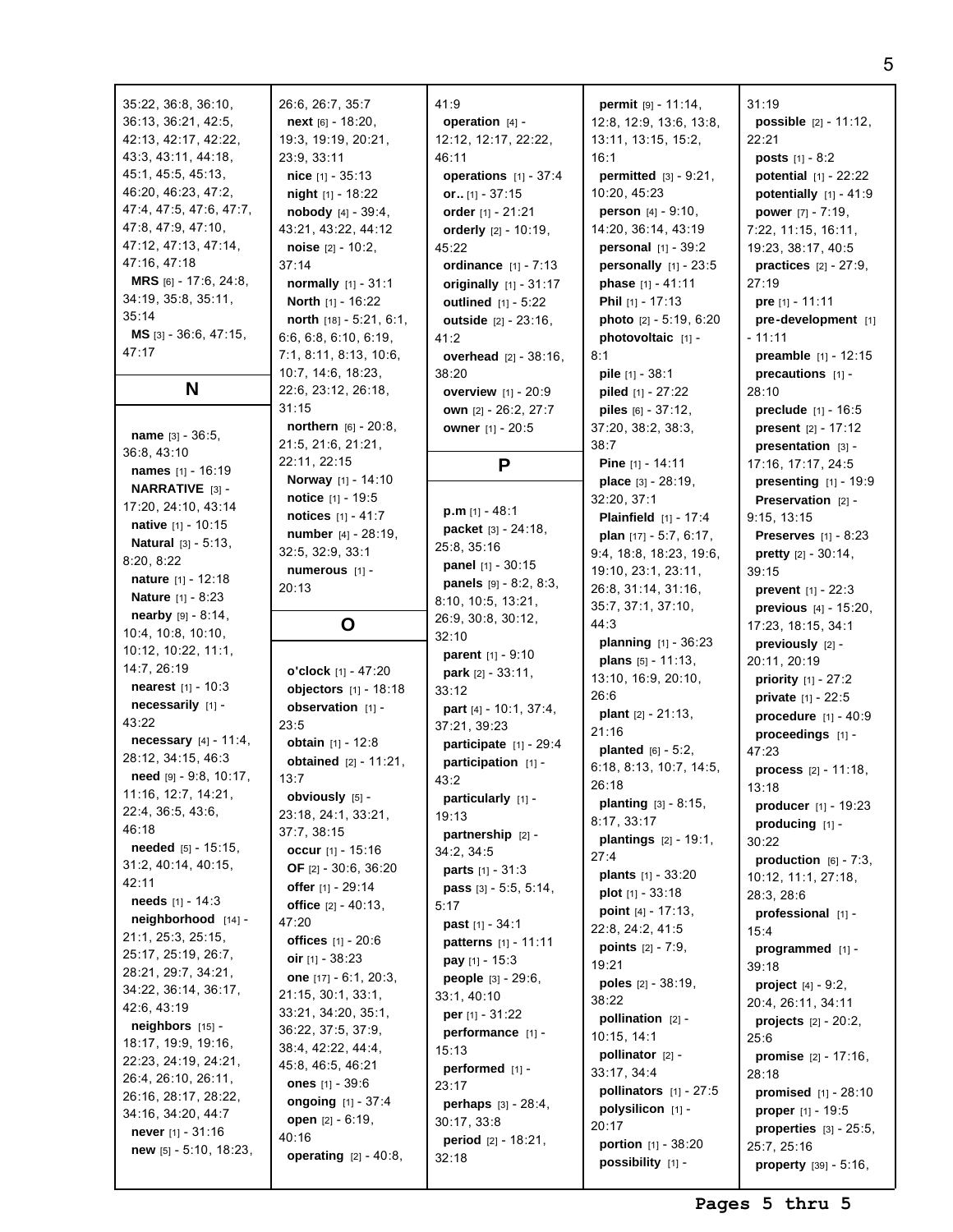35:22, 36:8, 36:10, 36:13, 36:21, 42:5, 42:13, 42:17, 42:22, 43:3, 43:11, 44:18, 45:1, 45:5, 45:13, 46:20, 46:23, 47:2, 47:4, 47:5, 47:6, 47:7, 47:8, 47:9, 47:10, 47:12, 47:13, 47:14, 47:16, 47:18
**MRS** [6] - 17:6, 24:8, 34:19, 35:8, 35:11, 35:14
**MS** [3] - 36:6, 47:15, 47:17

## N

**name** [3] - 36:5, 36:8, 43:10
**names** [1] - 16:19
**NARRATIVE** [3] - 17:20, 24:10, 43:14
**native** [1] - 10:15
**Natural** [3] - 5:13, 8:20, 8:22
**nature** [1] - 12:18
**Nature** [1] - 8:23
**nearby** [9] - 8:14, 10:4, 10:8, 10:10, 10:12, 10:22, 11:1, 14:7, 26:19
**nearest** [1] - 10:3
**necessarily** [1] - 43:22
**necessary** [4] - 11:4, 28:12, 34:15, 46:3
**need** [9] - 9:8, 10:17, 11:16, 12:7, 14:21, 22:4, 36:5, 43:6, 46:18
**needed** [5] - 15:15, 31:2, 40:14, 40:15, 42:11
**needs** [1] - 14:3
**neighborhood** [14] - 21:1, 25:3, 25:15, 25:17, 25:19, 26:7, 28:21, 29:7, 34:21, 34:22, 36:14, 36:17, 42:6, 43:19
**neighbors** [15] - 18:17, 19:9, 19:16, 22:23, 24:19, 24:21, 26:4, 26:10, 26:11, 26:16, 28:17, 28:22, 34:16, 34:20, 44:7
**never** [1] - 31:16
**new** [5] - 5:10, 18:23, 26:6, 26:7, 35:7
**next** [6] - 18:20, 19:3, 19:19, 20:21, 23:9, 33:11
**nice** [1] - 35:13
**night** [1] - 18:22
**nobody** [4] - 39:4, 43:21, 43:22, 44:12
**noise** [2] - 10:2, 37:14
**normally** [1] - 31:1
**North** [1] - 16:22
**north** [18] - 5:21, 6:1, 6:6, 6:8, 6:10, 6:19, 7:1, 8:11, 8:13, 10:6, 10:7, 14:6, 18:23, 22:6, 23:12, 26:18, 31:15
**northern** [6] - 20:8, 21:5, 21:6, 21:21, 22:11, 22:15
**Norway** [1] - 14:10
**notice** [1] - 19:5
**notices** [1] - 41:7
**number** [4] - 28:19, 32:5, 32:9, 33:1
**numerous** [1] - 20:13

## O

**o'clock** [1] - 47:20
**objectors** [1] - 18:18
**observation** [1] - 23:5
**obtain** [1] - 12:8
**obtained** [2] - 11:21, 13:7
**obviously** [5] - 23:18, 24:1, 33:21, 37:7, 38:15
**occur** [1] - 15:16
**OF** [2] - 30:6, 36:20
**offer** [1] - 29:14
**office** [2] - 40:13, 47:20
**offices** [1] - 20:6
**oir** [1] - 38:23
**one** [17] - 6:1, 20:3, 21:15, 30:1, 33:1, 33:21, 34:20, 35:1, 36:22, 37:5, 37:9, 38:4, 42:22, 44:4, 45:8, 46:5, 46:21
**ones** [1] - 39:6
**ongoing** [1] - 37:4
**open** [2] - 6:19, 40:16
**operating** [2] - 40:8, 41:9
**operation** [4] - 12:12, 12:17, 22:22, 46:11
**operations** [1] - 37:4
**or..** [1] - 37:15
**order** [1] - 21:21
**orderly** [2] - 10:19, 45:22
**ordinance** [1] - 7:13
**originally** [1] - 31:17
**outlined** [1] - 5:22
**outside** [2] - 23:16, 41:2
**overhead** [2] - 38:16, 38:20
**overview** [1] - 20:9
**own** [2] - 26:2, 27:7
**owner** [1] - 20:5

## P

**p.m** [1] - 48:1
**packet** [3] - 24:18, 25:8, 35:16
**panel** [1] - 30:15
**panels** [9] - 8:2, 8:3, 8:10, 10:5, 13:21, 26:9, 30:8, 30:12, 32:10
**parent** [1] - 9:10
**park** [2] - 33:11, 33:12
**part** [4] - 10:1, 37:4, 37:21, 39:23
**participate** [1] - 29:4
**participation** [1] - 43:2
**particularly** [1] - 19:13
**partnership** [2] - 34:2, 34:5
**parts** [1] - 31:3
**pass** [3] - 5:5, 5:14, 5:17
**past** [1] - 34:1
**patterns** [1] - 11:11
**pay** [1] - 15:3
**people** [3] - 29:6, 33:1, 40:10
**per** [1] - 31:22
**performance** [1] - 15:13
**performed** [1] - 23:17
**perhaps** [3] - 28:4, 30:17, 33:8
**period** [2] - 18:21, 32:18
**permit** [9] - 11:14, 12:8, 12:9, 13:6, 13:8, 13:11, 13:15, 15:2, 16:1
**permitted** [3] - 9:21, 10:20, 45:23
**person** [4] - 9:10, 14:20, 36:14, 43:19
**personal** [1] - 39:2
**personally** [1] - 23:5
**phase** [1] - 41:11
**Phil** [1] - 17:13
**photo** [2] - 5:19, 6:20
**photovoltaic** [1] - 8:1
**pile** [1] - 38:1
**piled** [1] - 27:22
**piles** [6] - 37:12, 37:20, 38:2, 38:3, 38:7
**Pine** [1] - 14:11
**place** [3] - 28:19, 32:20, 37:1
**Plainfield** [1] - 17:4
**plan** [17] - 5:7, 6:17, 9:4, 18:8, 18:23, 19:6, 19:10, 23:1, 23:11, 26:8, 31:14, 31:16, 35:7, 37:1, 37:10, 44:3
**planning** [1] - 36:23
**plans** [5] - 11:13, 13:10, 16:9, 20:10, 26:6
**plant** [2] - 21:13, 21:16
**planted** [6] - 5:2, 6:18, 8:13, 10:7, 14:5, 26:18
**planting** [3] - 8:15, 8:17, 33:17
**plantings** [2] - 19:1, 27:4
**plants** [1] - 33:20
**plot** [1] - 33:18
**point** [4] - 17:13, 22:8, 24:2, 41:5
**points** [2] - 7:9, 19:21
**poles** [2] - 38:19, 38:22
**pollination** [2] - 10:15, 14:1
**pollinator** [2] - 33:17, 34:4
**pollinators** [1] - 27:5
**polysilicon** [1] - 20:17
**portion** [1] - 38:20
**possibility** [1] - 31:19
**possible** [2] - 11:12, 22:21
**posts** [1] - 8:2
**potential** [1] - 22:22
**potentially** [1] - 41:9
**power** [7] - 7:19, 7:22, 11:15, 16:11, 19:23, 38:17, 40:5
**practices** [2] - 27:9, 27:19
**pre** [1] - 11:11
**pre-development** [1] - 11:11
**preamble** [1] - 12:15
**precautions** [1] - 28:10
**preclude** [1] - 16:5
**present** [2] - 17:12
**presentation** [3] - 17:16, 17:17, 24:5
**presenting** [1] - 19:9
**Preservation** [2] - 9:15, 13:15
**Preserves** [1] - 8:23
**pretty** [2] - 30:14, 39:15
**prevent** [1] - 22:3
**previous** [4] - 15:20, 17:23, 18:15, 34:1
**previously** [2] - 20:11, 20:19
**priority** [1] - 27:2
**private** [1] - 22:5
**procedure** [1] - 40:9
**proceedings** [1] - 47:23
**process** [2] - 11:18, 13:18
**producer** [1] - 19:23
**producing** [1] - 30:22
**production** [6] - 7:3, 10:12, 11:1, 27:18, 28:3, 28:6
**professional** [1] - 15:4
**programmed** [1] - 39:18
**project** [4] - 9:2, 20:4, 26:11, 34:11
**projects** [2] - 20:2, 25:6
**promise** [2] - 17:16, 28:18
**promised** [1] - 28:10
**proper** [1] - 19:5
**properties** [3] - 25:5, 25:7, 25:16
**property** [39] - 5:16,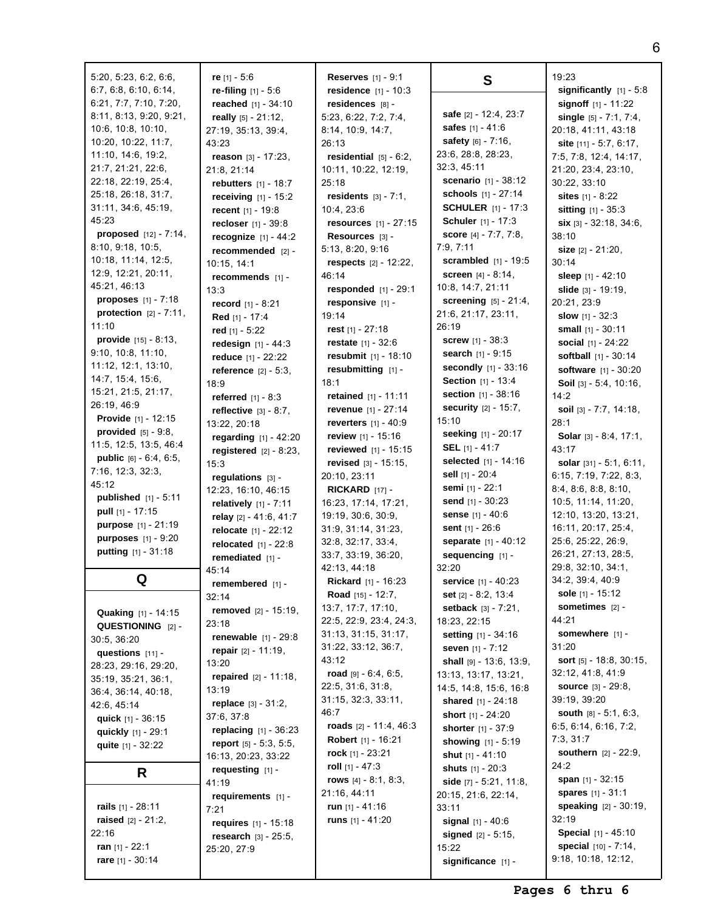5:20, 5:23, 6:2, 6:6, 6:7, 6:8, 6:10, 6:14, 6:21, 7:7, 7:10, 7:20, 8:11, 8:13, 9:20, 9:21, 10:6, 10:8, 10:10, 10:20, 10:22, 11:7, 11:10, 14:6, 19:2, 21:7, 21:21, 22:6, 22:18, 22:19, 25:4, 25:18, 26:18, 31:7, 31:11, 34:6, 45:19, 45:23

**proposed** [12] - 7:14, 8:10, 9:18, 10:5, 10:18, 11:14, 12:5, 12:9, 12:21, 20:11, 45:21, 46:13

**proposes** [1] - 7:18

**protection** [2] - 7:11, 11:10

**provide** [15] - 8:13, 9:10, 10:8, 11:10, 11:12, 12:1, 13:10, 14:7, 15:4, 15:6, 15:21, 21:5, 21:17, 26:19, 46:9

**Provide** [1] - 12:15

**provided** [5] - 9:8, 11:5, 12:5, 13:5, 46:4

**public** [6] - 6:4, 6:5, 7:16, 12:3, 32:3, 45:12

**published** [1] - 5:11

**pull** [1] - 17:15

**purpose** [1] - 21:19

**purposes** [1] - 9:20

**putting** [1] - 31:18

## Q

**Quaking** [1] - 14:15

**QUESTIONING** [2] - 30:5, 36:20

**questions** [11] - 28:23, 29:16, 29:20, 35:19, 35:21, 36:1, 36:4, 36:14, 40:18, 42:6, 45:14

**quick** [1] - 36:15

**quickly** [1] - 29:1

**quite** [1] - 32:22

## R

**rails** [1] - 28:11

**raised** [2] - 21:2, 22:16

**ran** [1] - 22:1

**rare** [1] - 30:14

**re** [1] - 5:6

**re-filing** [1] - 5:6

**reached** [1] - 34:10

**really** [5] - 21:12, 27:19, 35:13, 39:4, 43:23

**reason** [3] - 17:23, 21:8, 21:14

**rebutters** [1] - 18:7

**receiving** [1] - 15:2

**recent** [1] - 19:8

**recloser** [1] - 39:8

**recognize** [1] - 44:2

**recommended** [2] - 10:15, 14:1

**recommends** [1] - 13:3

**record** [1] - 8:21

**Red** [1] - 17:4

**red** [1] - 5:22

**redesign** [1] - 44:3

**reduce** [1] - 22:22

**reference** [2] - 5:3, 18:9

**referred** [1] - 8:3

**reflective** [3] - 8:7, 13:22, 20:18

**regarding** [1] - 42:20

**registered** [2] - 8:23, 15:3

**regulations** [3] - 12:23, 16:10, 46:15

**relatively** [1] - 7:11

**relay** [2] - 41:6, 41:7

**relocate** [1] - 22:12

**relocated** [1] - 22:8

**remediated** [1] - 45:14

**remembered** [1] - 32:14

**removed** [2] - 15:19, 23:18

**renewable** [1] - 29:8

**repair** [2] - 11:19, 13:20

**repaired** [2] - 11:18, 13:19

**replace** [3] - 31:2, 37:6, 37:8

**replacing** [1] - 36:23

**report** [5] - 5:3, 5:5, 16:13, 20:23, 33:22

**requesting** [1] - 41:19

**requirements** [1] - 7:21

**requires** [1] - 15:18

**research** [3] - 25:5, 25:20, 27:9

**Reserves** [1] - 9:1

**residence** [1] - 10:3

**residences** [8] - 5:23, 6:22, 7:2, 7:4, 8:14, 10:9, 14:7, 26:13

**residential** [5] - 6:2, 10:11, 10:22, 12:19, 25:18

**residents** [3] - 7:1, 10:4, 23:6

**resources** [1] - 27:15

**Resources** [3] - 5:13, 8:20, 9:16

**respects** [2] - 12:22, 46:14

**responded** [1] - 29:1

**responsive** [1] - 19:14

**rest** [1] - 27:18

**restate** [1] - 32:6

**resubmit** [1] - 18:10

**resubmitting** [1] - 18:1

**retained** [1] - 11:11

**revenue** [1] - 27:14

**reverters** [1] - 40:9

**review** [1] - 15:16

**reviewed** [1] - 15:15

**revised** [3] - 15:15, 20:10, 23:11

**RICKARD** [17] - 16:23, 17:14, 17:21, 19:19, 30:6, 30:9, 31:9, 31:14, 31:23, 32:8, 32:17, 33:4, 33:7, 33:19, 36:20, 42:13, 44:18

**Rickard** [1] - 16:23

**Road** [15] - 12:7, 13:7, 17:7, 17:10, 22:5, 22:9, 23:4, 24:3, 31:13, 31:15, 31:17, 31:22, 33:12, 36:7, 43:12

**road** [9] - 6:4, 6:5, 22:5, 31:6, 31:8, 31:15, 32:3, 33:11, 46:7

**roads** [2] - 11:4, 46:3

**Robert** [1] - 16:21

**rock** [1] - 23:21

**roll** [1] - 47:3

**rows** [4] - 8:1, 8:3, 21:16, 44:11

**run** [1] - 41:16

**runs** [1] - 41:20

## S

**safe** [2] - 12:4, 23:7

**safes** [1] - 41:6

**safety** [6] - 7:16, 23:6, 28:8, 28:23, 32:3, 45:11

**scenario** [1] - 38:12

**schools** [1] - 27:14

**SCHULER** [1] - 17:3

**Schuler** [1] - 17:3

**score** [4] - 7:7, 7:8, 7:9, 7:11

**scrambled** [1] - 19:5

**screen** [4] - 8:14, 10:8, 14:7, 21:11

**screening** [5] - 21:4, 21:6, 21:17, 23:11, 26:19

**screw** [1] - 38:3

**search** [1] - 9:15

**secondly** [1] - 33:16

**Section** [1] - 13:4

**section** [1] - 38:16

**security** [2] - 15:7, 15:10

**seeking** [1] - 20:17

**SEL** [1] - 41:7

**selected** [1] - 14:16

**sell** [1] - 20:4

**semi** [1] - 22:1

**send** [1] - 30:23

**sense** [1] - 40:6

**sent** [1] - 26:6

**separate** [1] - 40:12

**sequencing** [1] - 32:20

**service** [1] - 40:23

**set** [2] - 8:2, 13:4

**setback** [3] - 7:21, 18:23, 22:15

**setting** [1] - 34:16

**seven** [1] - 7:12

**shall** [9] - 13:6, 13:9, 13:13, 13:17, 13:21, 14:5, 14:8, 15:6, 16:8

**shared** [1] - 24:18

**short** [1] - 24:20

**shorter** [1] - 37:9

**showing** [1] - 5:19

**shut** [1] - 41:10

**shuts** [1] - 20:3

**side** [7] - 5:21, 11:8, 20:15, 21:6, 22:14, 33:11

**signal** [1] - 40:6

**signed** [2] - 5:15, 15:22

**significance** [1] - 19:23

**significantly** [1] - 5:8

**signoff** [1] - 11:22

**single** [5] - 7:1, 7:4, 20:18, 41:11, 43:18

**site** [11] - 5:7, 6:17, 7:5, 7:8, 12:4, 14:17, 21:20, 23:4, 23:10, 30:22, 33:10

**sites** [1] - 8:22

**sitting** [1] - 35:3

**six** [3] - 32:18, 34:6, 38:10

**size** [2] - 21:20, 30:14

**sleep** [1] - 42:10

**slide** [3] - 19:19, 20:21, 23:9

**slow** [1] - 32:3

**small** [1] - 30:11

**social** [1] - 24:22

**softball** [1] - 30:14

**software** [1] - 30:20

**Soil** [3] - 5:4, 10:16, 14:2

**soil** [3] - 7:7, 14:18, 28:1

**Solar** [3] - 8:4, 17:1, 43:17

**solar** [31] - 5:1, 6:11, 6:15, 7:19, 7:22, 8:3, 8:4, 8:6, 8:8, 8:10, 10:5, 11:14, 11:20, 12:10, 13:20, 13:21, 16:11, 20:17, 25:4, 25:6, 25:22, 26:9, 26:21, 27:13, 28:5, 29:8, 32:10, 34:1, 34:2, 39:4, 40:9

**sole** [1] - 15:12

**sometimes** [2] - 44:21

**somewhere** [1] - 31:20

**sort** [5] - 18:8, 30:15, 32:12, 41:8, 41:9

**source** [3] - 29:8, 39:19, 39:20

**south** [8] - 5:1, 6:3, 6:5, 6:14, 6:16, 7:2, 7:3, 31:7

**southern** [2] - 22:9, 24:2

**span** [1] - 32:15

**spares** [1] - 31:1

**speaking** [2] - 30:19, 32:19

**Special** [1] - 45:10

**special** [10] - 7:14, 9:18, 10:18, 12:12,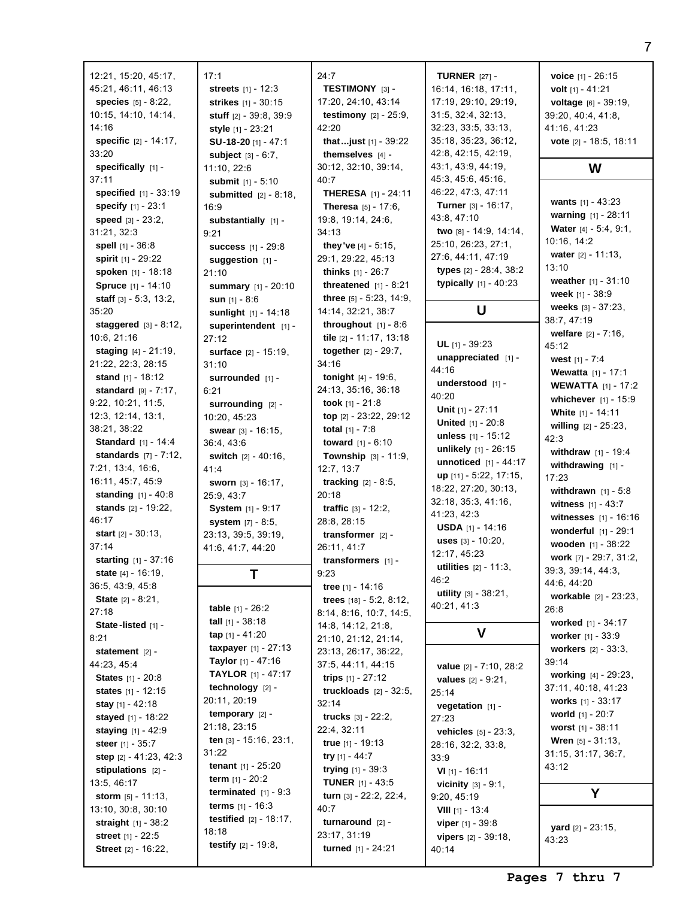12:21, 15:20, 45:17, 45:21, 46:11, 46:13
**species** [5] - 8:22, 10:15, 14:10, 14:14, 14:16
**specific** [2] - 14:17, 33:20
**specifically** [1] - 37:11
**specified** [1] - 33:19
**specify** [1] - 23:1
**speed** [3] - 23:2, 31:21, 32:3
**spell** [1] - 36:8
**spirit** [1] - 29:22
**spoken** [1] - 18:18
**Spruce** [1] - 14:10
**staff** [3] - 5:3, 13:2, 35:20
**staggered** [3] - 8:12, 10:6, 21:16
**staging** [4] - 21:19, 21:22, 22:3, 28:15
**stand** [1] - 18:12
**standard** [9] - 7:17, 9:22, 10:21, 11:5, 12:3, 12:14, 13:1, 38:21, 38:22
**Standard** [1] - 14:4
**standards** [7] - 7:12, 7:21, 13:4, 16:6, 16:11, 45:7, 45:9
**standing** [1] - 40:8
**stands** [2] - 19:22, 46:17
**start** [2] - 30:13, 37:14
**starting** [1] - 37:16
**state** [4] - 16:19, 36:5, 43:9, 45:8
**State** [2] - 8:21, 27:18
**State-listed** [1] - 8:21
**statement** [2] - 44:23, 45:4
**States** [1] - 20:8
**states** [1] - 12:15
**stay** [1] - 42:18
**stayed** [1] - 18:22
**staying** [1] - 42:9
**steer** [1] - 35:7
**step** [2] - 41:23, 42:3
**stipulations** [2] - 13:5, 46:17
**storm** [5] - 11:13, 13:10, 30:8, 30:10
**straight** [1] - 38:2
**street** [1] - 22:5
**Street** [2] - 16:22, 17:1
**streets** [1] - 12:3
**strikes** [1] - 30:15
**stuff** [2] - 39:8, 39:9
**style** [1] - 23:21
**SU-18-20** [1] - 47:1
**subject** [3] - 6:7, 11:10, 22:6
**submit** [1] - 5:10
**submitted** [2] - 8:18, 16:9
**substantially** [1] - 9:21
**success** [1] - 29:8
**suggestion** [1] - 21:10
**summary** [1] - 20:10
**sun** [1] - 8:6
**sunlight** [1] - 14:18
**superintendent** [1] - 27:12
**surface** [2] - 15:19, 31:10
**surrounded** [1] - 6:21
**surrounding** [2] - 10:20, 45:23
**swear** [3] - 16:15, 36:4, 43:6
**switch** [2] - 40:16, 41:4
**sworn** [3] - 16:17, 25:9, 43:7
**System** [1] - 9:17
**system** [7] - 8:5, 23:13, 39:5, 39:19, 41:6, 41:7, 44:20

## T

**table** [1] - 26:2
**tall** [1] - 38:18
**tap** [1] - 41:20
**taxpayer** [1] - 27:13
**Taylor** [1] - 47:16
**TAYLOR** [1] - 47:17
**technology** [2] - 20:11, 20:19
**temporary** [2] - 21:18, 23:15
**ten** [3] - 15:16, 23:1, 31:22
**tenant** [1] - 25:20
**term** [1] - 20:2
**terminated** [1] - 9:3
**terms** [1] - 16:3
**testified** [2] - 18:17, 18:18
**testify** [2] - 19:8, 24:7
**TESTIMONY** [3] - 17:20, 24:10, 43:14
**testimony** [2] - 25:9, 42:20
**that...just** [1] - 39:22
**themselves** [4] - 30:12, 32:10, 39:14, 40:7
**THERESA** [1] - 24:11
**Theresa** [5] - 17:6, 19:8, 19:14, 24:6, 34:13
**they've** [4] - 5:15, 29:1, 29:22, 45:13
**thinks** [1] - 26:7
**threatened** [1] - 8:21
**three** [5] - 5:23, 14:9, 14:14, 32:21, 38:7
**throughout** [1] - 8:6
**tile** [2] - 11:17, 13:18
**together** [2] - 29:7, 34:16
**tonight** [4] - 19:6, 24:13, 35:16, 36:18
**took** [1] - 21:8
**top** [2] - 23:22, 29:12
**total** [1] - 7:8
**toward** [1] - 6:10
**Township** [3] - 11:9, 12:7, 13:7
**tracking** [2] - 8:5, 20:18
**traffic** [3] - 12:2, 28:8, 28:15
**transformer** [2] - 26:11, 41:7
**transformers** [1] - 9:23
**tree** [1] - 14:16
**trees** [18] - 5:2, 8:12, 8:14, 8:16, 10:7, 14:5, 14:8, 14:12, 21:8, 21:10, 21:12, 21:14, 23:13, 26:17, 36:22, 37:5, 44:11, 44:15
**trips** [1] - 27:12
**truckloads** [2] - 32:5, 32:14
**trucks** [3] - 22:2, 22:4, 32:11
**true** [1] - 19:13
**try** [1] - 44:7
**trying** [1] - 39:3
**TUNER** [1] - 43:5
**turn** [3] - 22:2, 22:4, 40:7
**turnaround** [2] - 23:17, 31:19
**turned** [1] - 24:21
**TURNER** [27] - 16:14, 16:18, 17:11, 17:19, 29:10, 29:19, 31:5, 32:4, 32:13, 32:23, 33:5, 33:13, 35:18, 35:23, 36:12, 42:8, 42:15, 42:19, 43:1, 43:9, 44:19, 45:3, 45:6, 45:16, 46:22, 47:3, 47:11
**Turner** [3] - 16:17, 43:8, 47:10
**two** [8] - 14:9, 14:14, 25:10, 26:23, 27:1, 27:6, 44:11, 47:19
**types** [2] - 28:4, 38:2
**typically** [1] - 40:23

## U

**UL** [1] - 39:23
**unappreciated** [1] - 44:16
**understood** [1] - 40:20
**Unit** [1] - 27:11
**United** [1] - 20:8
**unless** [1] - 15:12
**unlikely** [1] - 26:15
**unnoticed** [1] - 44:17
**up** [11] - 5:22, 17:15, 18:22, 27:20, 30:13, 32:18, 35:3, 41:16, 41:23, 42:3
**USDA** [1] - 14:16
**uses** [3] - 10:20, 12:17, 45:23
**utilities** [2] - 11:3, 46:2
**utility** [3] - 38:21, 40:21, 41:3

## V

**value** [2] - 7:10, 28:2
**values** [2] - 9:21, 25:14
**vegetation** [1] - 27:23
**vehicles** [5] - 23:3, 28:16, 32:2, 33:8, 33:9
**VI** [1] - 16:11
**vicinity** [3] - 9:1, 9:20, 45:19
**VIII** [1] - 13:4
**viper** [1] - 39:8
**vipers** [2] - 39:18, 40:14
**voice** [1] - 26:15
**volt** [1] - 41:21
**voltage** [6] - 39:19, 39:20, 40:4, 41:8, 41:16, 41:23
**vote** [2] - 18:5, 18:11

## W

**wants** [1] - 43:23
**warning** [1] - 28:11
**Water** [4] - 5:4, 9:1, 10:16, 14:2
**water** [2] - 11:13, 13:10
**weather** [1] - 31:10
**week** [1] - 38:9
**weeks** [3] - 37:23, 38:7, 47:19
**welfare** [2] - 7:16, 45:12
**west** [1] - 7:4
**Wewatta** [1] - 17:1
**WEWATTA** [1] - 17:2
**whichever** [1] - 15:9
**White** [1] - 14:11
**willing** [2] - 25:23, 42:3
**withdraw** [1] - 19:4
**withdrawing** [1] - 17:23
**withdrawn** [1] - 5:8
**witness** [1] - 43:7
**witnesses** [1] - 16:16
**wonderful** [1] - 29:1
**wooden** [1] - 38:22
**work** [7] - 29:7, 31:2, 39:3, 39:14, 44:3, 44:6, 44:20
**workable** [2] - 23:23, 26:8
**worked** [1] - 34:17
**worker** [1] - 33:9
**workers** [2] - 33:3, 39:14
**working** [4] - 29:23, 37:11, 40:18, 41:23
**works** [1] - 33:17
**world** [1] - 20:7
**worst** [1] - 38:11
**Wren** [5] - 31:13, 31:15, 31:17, 36:7, 43:12

## Y

**yard** [2] - 23:15, 43:23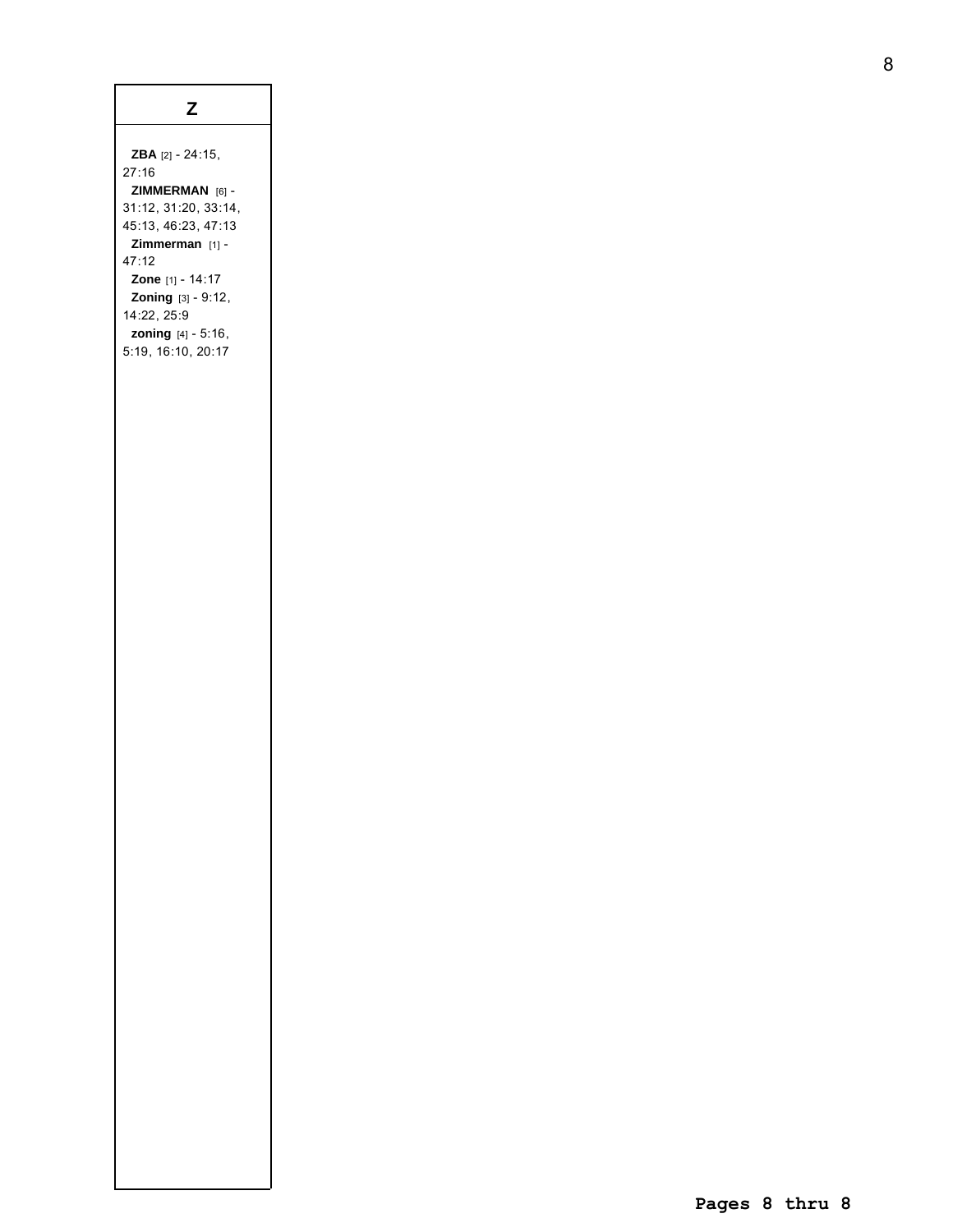## Z

**ZBA** [2] - 24:15, 27:16

**ZIMMERMAN** [6] - 31:12, 31:20, 33:14, 45:13, 46:23, 47:13

**Zimmerman** [1] - 47:12

**Zone** [1] - 14:17

**Zoning** [3] - 9:12, 14:22, 25:9

**zoning** [4] - 5:16, 5:19, 16:10, 20:17